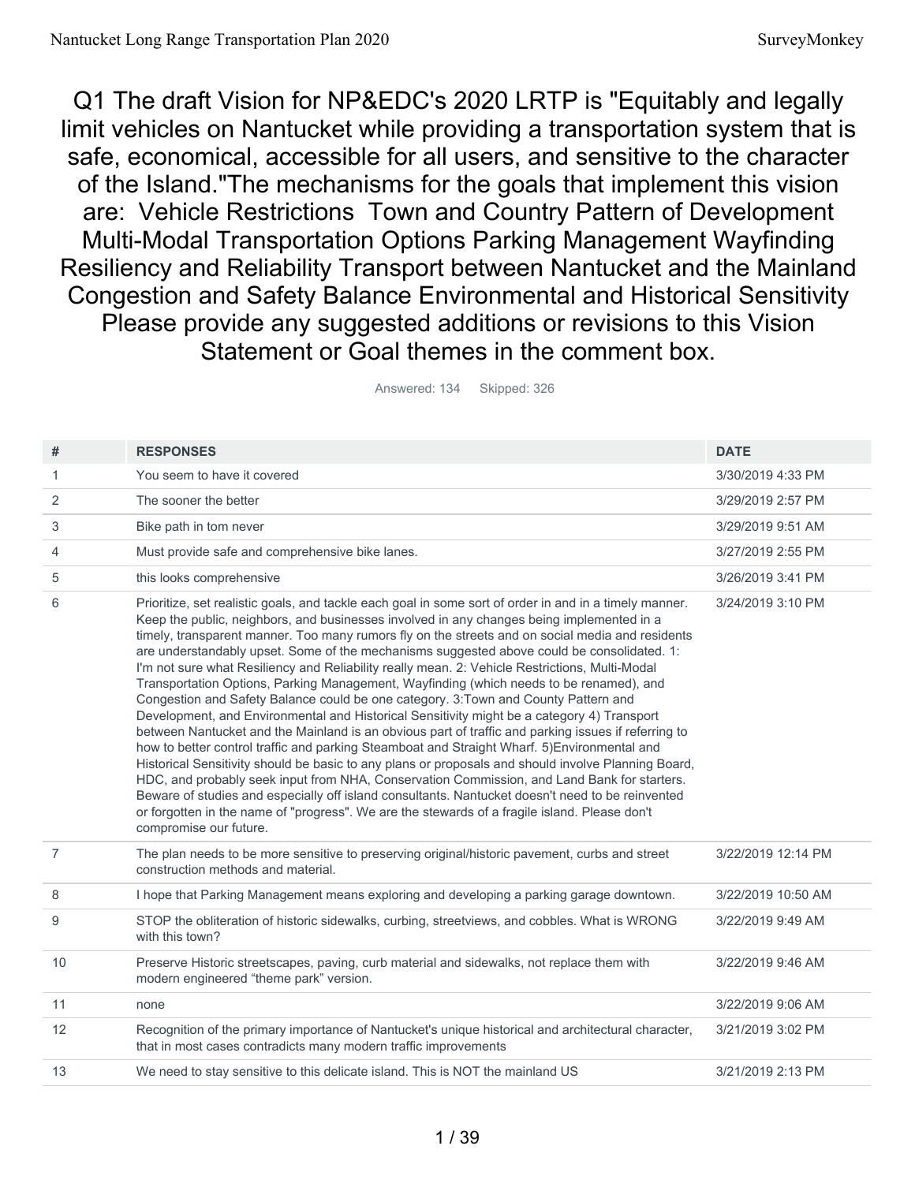# Q1 The draft Vision for NP&EDC's 2020 LRTP is "Equitably and legally limit vehicles on Nantucket while providing a transportation system that is safe, economical, accessible for all users, and sensitive to the character of the Island."The mechanisms for the goals that implement this vision are: Vehicle Restrictions Town and Country Pattern of Development Multi-Modal Transportation Options Parking Management Wayfinding Resiliency and Reliability Transport between Nantucket and the Mainland Congestion and Safety Balance Environmental and Historical Sensitivity Please provide any suggested additions or revisions to this Vision Statement or Goal themes in the comment box.

Answered: 134 Skipped: 326

| # | RESPONSES | DATE |
|---|---|---|
| 1 | You seem to have it covered | 3/30/2019 4:33 PM |
| 2 | The sooner the better | 3/29/2019 2:57 PM |
| 3 | Bike path in tom never | 3/29/2019 9:51 AM |
| 4 | Must provide safe and comprehensive bike lanes. | 3/27/2019 2:55 PM |
| 5 | this looks comprehensive | 3/26/2019 3:41 PM |
| 6 | Prioritize, set realistic goals, and tackle each goal in some sort of order in and in a timely manner. Keep the public, neighbors, and businesses involved in any changes being implemented in a timely, transparent manner. Too many rumors fly on the streets and on social media and residents are understandably upset. Some of the mechanisms suggested above could be consolidated. 1: I'm not sure what Resiliency and Reliability really mean. 2: Vehicle Restrictions, Multi-Modal Transportation Options, Parking Management, Wayfinding (which needs to be renamed), and Congestion and Safety Balance could be one category. 3:Town and County Pattern and Development, and Environmental and Historical Sensitivity might be a category 4) Transport between Nantucket and the Mainland is an obvious part of traffic and parking issues if referring to how to better control traffic and parking Steamboat and Straight Wharf. 5)Environmental and Historical Sensitivity should be basic to any plans or proposals and should involve Planning Board, HDC, and probably seek input from NHA, Conservation Commission, and Land Bank for starters. Beware of studies and especially off island consultants. Nantucket doesn't need to be reinvented or forgotten in the name of "progress". We are the stewards of a fragile island. Please don't compromise our future. | 3/24/2019 3:10 PM |
| 7 | The plan needs to be more sensitive to preserving original/historic pavement, curbs and street construction methods and material. | 3/22/2019 12:14 PM |
| 8 | I hope that Parking Management means exploring and developing a parking garage downtown. | 3/22/2019 10:50 AM |
| 9 | STOP the obliteration of historic sidewalks, curbing, streetviews, and cobbles. What is WRONG with this town? | 3/22/2019 9:49 AM |
| 10 | Preserve Historic streetscapes, paving, curb material and sidewalks, not replace them with modern engineered "theme park" version. | 3/22/2019 9:46 AM |
| 11 | none | 3/22/2019 9:06 AM |
| 12 | Recognition of the primary importance of Nantucket's unique historical and architectural character, that in most cases contradicts many modern traffic improvements | 3/21/2019 3:02 PM |
| 13 | We need to stay sensitive to this delicate island. This is NOT the mainland US | 3/21/2019 2:13 PM |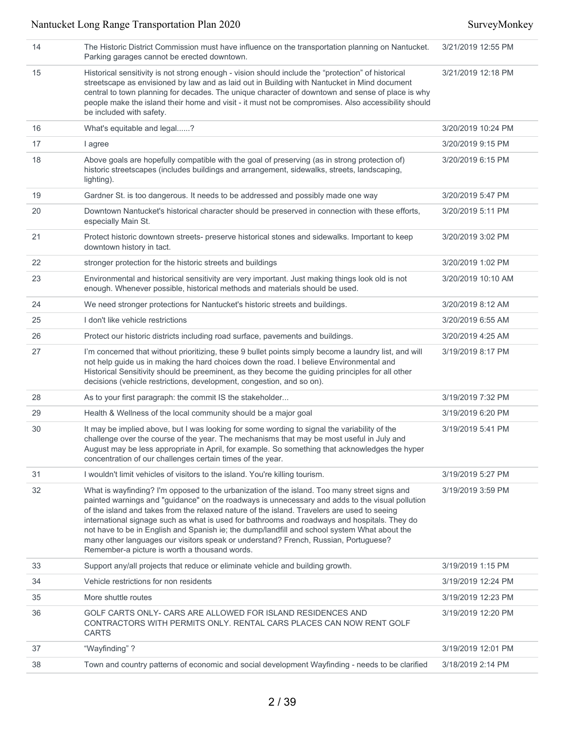| | | |
|---|---|---|
| 14 | The Historic District Commission must have influence on the transportation planning on Nantucket. Parking garages cannot be erected downtown. | 3/21/2019 12:55 PM |
| 15 | Historical sensitivity is not strong enough - vision should include the "protection" of historical streetscape as envisioned by law and as laid out in Building with Nantucket in Mind document central to town planning for decades. The unique character of downtown and sense of place is why people make the island their home and visit - it must not be compromises. Also accessibility should be included with safety. | 3/21/2019 12:18 PM |
| 16 | What's equitable and legal......? | 3/20/2019 10:24 PM |
| 17 | I agree | 3/20/2019 9:15 PM |
| 18 | Above goals are hopefully compatible with the goal of preserving (as in strong protection of) historic streetscapes (includes buildings and arrangement, sidewalks, streets, landscaping, lighting). | 3/20/2019 6:15 PM |
| 19 | Gardner St. is too dangerous. It needs to be addressed and possibly made one way | 3/20/2019 5:47 PM |
| 20 | Downtown Nantucket's historical character should be preserved in connection with these efforts, especially Main St. | 3/20/2019 5:11 PM |
| 21 | Protect historic downtown streets- preserve historical stones and sidewalks. Important to keep downtown history in tact. | 3/20/2019 3:02 PM |
| 22 | stronger protection for the historic streets and buildings | 3/20/2019 1:02 PM |
| 23 | Environmental and historical sensitivity are very important. Just making things look old is not enough. Whenever possible, historical methods and materials should be used. | 3/20/2019 10:10 AM |
| 24 | We need stronger protections for Nantucket's historic streets and buildings. | 3/20/2019 8:12 AM |
| 25 | I don't like vehicle restrictions | 3/20/2019 6:55 AM |
| 26 | Protect our historic districts including road surface, pavements and buildings. | 3/20/2019 4:25 AM |
| 27 | I'm concerned that without prioritizing, these 9 bullet points simply become a laundry list, and will not help guide us in making the hard choices down the road. I believe Environmental and Historical Sensitivity should be preeminent, as they become the guiding principles for all other decisions (vehicle restrictions, development, congestion, and so on). | 3/19/2019 8:17 PM |
| 28 | As to your first paragraph: the commit IS the stakeholder... | 3/19/2019 7:32 PM |
| 29 | Health & Wellness of the local community should be a major goal | 3/19/2019 6:20 PM |
| 30 | It may be implied above, but I was looking for some wording to signal the variability of the challenge over the course of the year. The mechanisms that may be most useful in July and August may be less appropriate in April, for example. So something that acknowledges the hyper concentration of our challenges certain times of the year. | 3/19/2019 5:41 PM |
| 31 | I wouldn't limit vehicles of visitors to the island. You're killing tourism. | 3/19/2019 5:27 PM |
| 32 | What is wayfinding? I'm opposed to the urbanization of the island. Too many street signs and painted warnings and "guidance" on the roadways is unnecessary and adds to the visual pollution of the island and takes from the relaxed nature of the island. Travelers are used to seeing international signage such as what is used for bathrooms and roadways and hospitals. They do not have to be in English and Spanish ie; the dump/landfill and school system What about the many other languages our visitors speak or understand? French, Russian, Portuguese? Remember-a picture is worth a thousand words. | 3/19/2019 3:59 PM |
| 33 | Support any/all projects that reduce or eliminate vehicle and building growth. | 3/19/2019 1:15 PM |
| 34 | Vehicle restrictions for non residents | 3/19/2019 12:24 PM |
| 35 | More shuttle routes | 3/19/2019 12:23 PM |
| 36 | GOLF CARTS ONLY- CARS ARE ALLOWED FOR ISLAND RESIDENCES AND CONTRACTORS WITH PERMITS ONLY. RENTAL CARS PLACES CAN NOW RENT GOLF CARTS | 3/19/2019 12:20 PM |
| 37 | "Wayfinding" ? | 3/19/2019 12:01 PM |
| 38 | Town and country patterns of economic and social development Wayfinding - needs to be clarified | 3/18/2019 2:14 PM |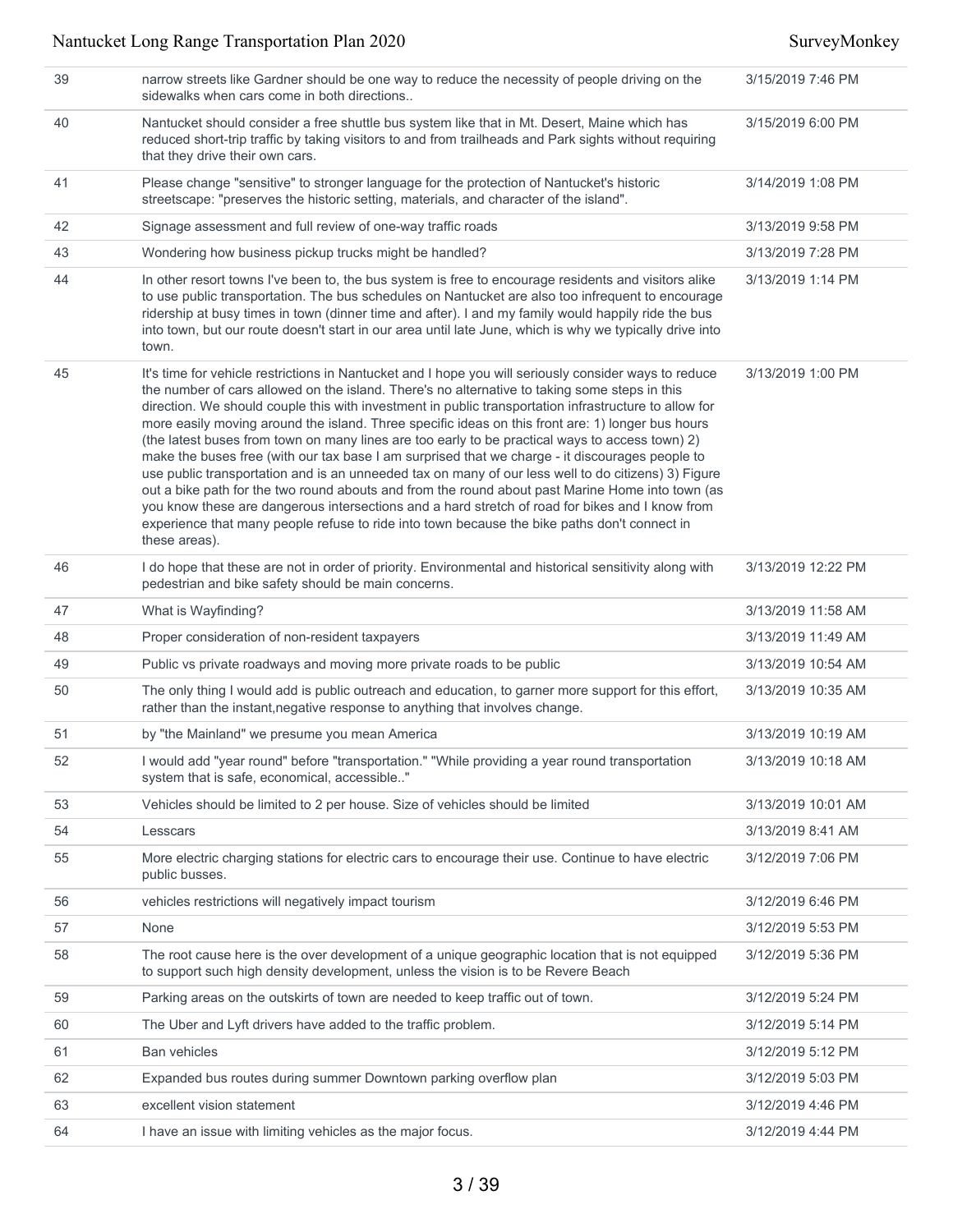| | | |
|---|---|---|
| 39 | narrow streets like Gardner should be one way to reduce the necessity of people driving on the sidewalks when cars come in both directions.. | 3/15/2019 7:46 PM |
| 40 | Nantucket should consider a free shuttle bus system like that in Mt. Desert, Maine which has reduced short-trip traffic by taking visitors to and from trailheads and Park sights without requiring that they drive their own cars. | 3/15/2019 6:00 PM |
| 41 | Please change "sensitive" to stronger language for the protection of Nantucket's historic streetscape: "preserves the historic setting, materials, and character of the island". | 3/14/2019 1:08 PM |
| 42 | Signage assessment and full review of one-way traffic roads | 3/13/2019 9:58 PM |
| 43 | Wondering how business pickup trucks might be handled? | 3/13/2019 7:28 PM |
| 44 | In other resort towns I've been to, the bus system is free to encourage residents and visitors alike to use public transportation. The bus schedules on Nantucket are also too infrequent to encourage ridership at busy times in town (dinner time and after). I and my family would happily ride the bus into town, but our route doesn't start in our area until late June, which is why we typically drive into town. | 3/13/2019 1:14 PM |
| 45 | It's time for vehicle restrictions in Nantucket and I hope you will seriously consider ways to reduce the number of cars allowed on the island. There's no alternative to taking some steps in this direction. We should couple this with investment in public transportation infrastructure to allow for more easily moving around the island. Three specific ideas on this front are: 1) longer bus hours (the latest buses from town on many lines are too early to be practical ways to access town) 2) make the buses free (with our tax base I am surprised that we charge - it discourages people to use public transportation and is an unneeded tax on many of our less well to do citizens) 3) Figure out a bike path for the two round abouts and from the round about past Marine Home into town (as you know these are dangerous intersections and a hard stretch of road for bikes and I know from experience that many people refuse to ride into town because the bike paths don't connect in these areas). | 3/13/2019 1:00 PM |
| 46 | I do hope that these are not in order of priority. Environmental and historical sensitivity along with pedestrian and bike safety should be main concerns. | 3/13/2019 12:22 PM |
| 47 | What is Wayfinding? | 3/13/2019 11:58 AM |
| 48 | Proper consideration of non-resident taxpayers | 3/13/2019 11:49 AM |
| 49 | Public vs private roadways and moving more private roads to be public | 3/13/2019 10:54 AM |
| 50 | The only thing I would add is public outreach and education, to garner more support for this effort, rather than the instant,negative response to anything that involves change. | 3/13/2019 10:35 AM |
| 51 | by "the Mainland" we presume you mean America | 3/13/2019 10:19 AM |
| 52 | I would add "year round" before "transportation." "While providing a year round transportation system that is safe, economical, accessible.." | 3/13/2019 10:18 AM |
| 53 | Vehicles should be limited to 2 per house. Size of vehicles should be limited | 3/13/2019 10:01 AM |
| 54 | Lesscars | 3/13/2019 8:41 AM |
| 55 | More electric charging stations for electric cars to encourage their use. Continue to have electric public busses. | 3/12/2019 7:06 PM |
| 56 | vehicles restrictions will negatively impact tourism | 3/12/2019 6:46 PM |
| 57 | None | 3/12/2019 5:53 PM |
| 58 | The root cause here is the over development of a unique geographic location that is not equipped to support such high density development, unless the vision is to be Revere Beach | 3/12/2019 5:36 PM |
| 59 | Parking areas on the outskirts of town are needed to keep traffic out of town. | 3/12/2019 5:24 PM |
| 60 | The Uber and Lyft drivers have added to the traffic problem. | 3/12/2019 5:14 PM |
| 61 | Ban vehicles | 3/12/2019 5:12 PM |
| 62 | Expanded bus routes during summer Downtown parking overflow plan | 3/12/2019 5:03 PM |
| 63 | excellent vision statement | 3/12/2019 4:46 PM |
| 64 | I have an issue with limiting vehicles as the major focus. | 3/12/2019 4:44 PM |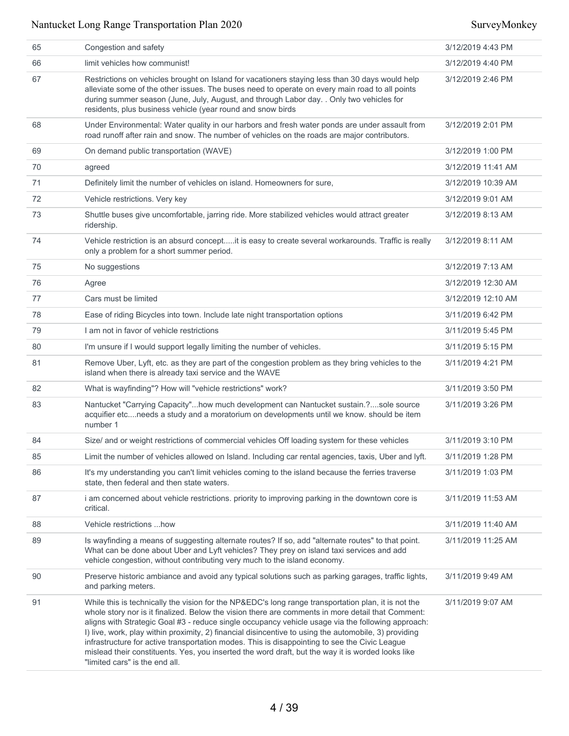| | | |
|---|---|---|
| 65 | Congestion and safety | 3/12/2019 4:43 PM |
| 66 | limit vehicles how communist! | 3/12/2019 4:40 PM |
| 67 | Restrictions on vehicles brought on Island for vacationers staying less than 30 days would help alleviate some of the other issues. The buses need to operate on every main road to all points during summer season (June, July, August, and through Labor day. . Only two vehicles for residents, plus business vehicle (year round and snow birds | 3/12/2019 2:46 PM |
| 68 | Under Environmental: Water quality in our harbors and fresh water ponds are under assault from road runoff after rain and snow. The number of vehicles on the roads are major contributors. | 3/12/2019 2:01 PM |
| 69 | On demand public transportation (WAVE) | 3/12/2019 1:00 PM |
| 70 | agreed | 3/12/2019 11:41 AM |
| 71 | Definitely limit the number of vehicles on island. Homeowners for sure, | 3/12/2019 10:39 AM |
| 72 | Vehicle restrictions. Very key | 3/12/2019 9:01 AM |
| 73 | Shuttle buses give uncomfortable, jarring ride. More stabilized vehicles would attract greater ridership. | 3/12/2019 8:13 AM |
| 74 | Vehicle restriction is an absurd concept.....it is easy to create several workarounds. Traffic is really only a problem for a short summer period. | 3/12/2019 8:11 AM |
| 75 | No suggestions | 3/12/2019 7:13 AM |
| 76 | Agree | 3/12/2019 12:30 AM |
| 77 | Cars must be limited | 3/12/2019 12:10 AM |
| 78 | Ease of riding Bicycles into town. Include late night transportation options | 3/11/2019 6:42 PM |
| 79 | I am not in favor of vehicle restrictions | 3/11/2019 5:45 PM |
| 80 | I'm unsure if I would support legally limiting the number of vehicles. | 3/11/2019 5:15 PM |
| 81 | Remove Uber, Lyft, etc. as they are part of the congestion problem as they bring vehicles to the island when there is already taxi service and the WAVE | 3/11/2019 4:21 PM |
| 82 | What is wayfinding"? How will "vehicle restrictions" work? | 3/11/2019 3:50 PM |
| 83 | Nantucket "Carrying Capacity"...how much development can Nantucket sustain.?....sole source acquifier etc....needs a study and a moratorium on developments until we know. should be item number 1 | 3/11/2019 3:26 PM |
| 84 | Size/ and or weight restrictions of commercial vehicles Off loading system for these vehicles | 3/11/2019 3:10 PM |
| 85 | Limit the number of vehicles allowed on Island. Including car rental agencies, taxis, Uber and lyft. | 3/11/2019 1:28 PM |
| 86 | It's my understanding you can't limit vehicles coming to the island because the ferries traverse state, then federal and then state waters. | 3/11/2019 1:03 PM |
| 87 | i am concerned about vehicle restrictions. priority to improving parking in the downtown core is critical. | 3/11/2019 11:53 AM |
| 88 | Vehicle restrictions ...how | 3/11/2019 11:40 AM |
| 89 | Is wayfinding a means of suggesting alternate routes? If so, add "alternate routes" to that point. What can be done about Uber and Lyft vehicles? They prey on island taxi services and add vehicle congestion, without contributing very much to the island economy. | 3/11/2019 11:25 AM |
| 90 | Preserve historic ambiance and avoid any typical solutions such as parking garages, traffic lights, and parking meters. | 3/11/2019 9:49 AM |
| 91 | While this is technically the vision for the NP&EDC's long range transportation plan, it is not the whole story nor is it finalized. Below the vision there are comments in more detail that Comment: aligns with Strategic Goal #3 - reduce single occupancy vehicle usage via the following approach: I) live, work, play within proximity, 2) financial disincentive to using the automobile, 3) providing infrastructure for active transportation modes. This is disappointing to see the Civic League mislead their constituents. Yes, you inserted the word draft, but the way it is worded looks like "limited cars" is the end all. | 3/11/2019 9:07 AM |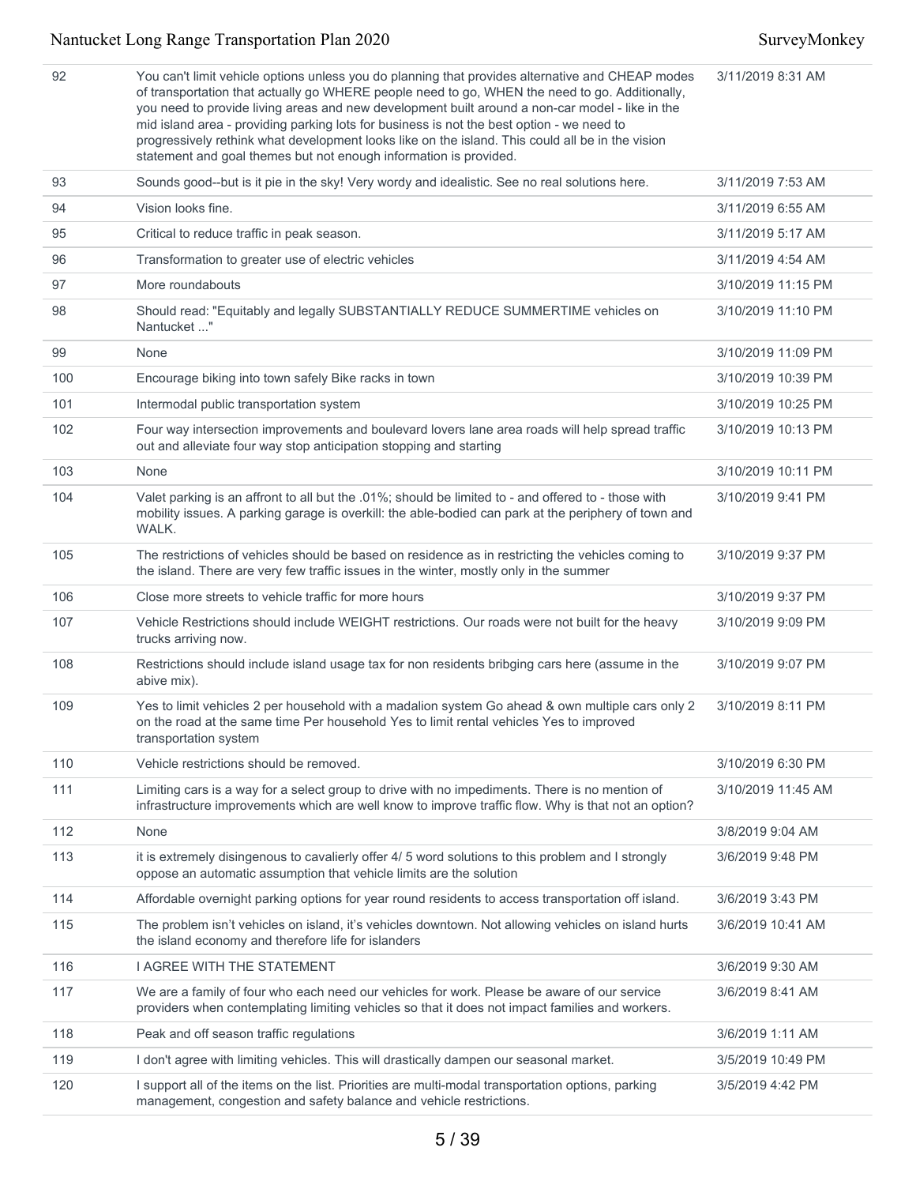| | | |
|---|---|---|
| 92 | You can't limit vehicle options unless you do planning that provides alternative and CHEAP modes of transportation that actually go WHERE people need to go, WHEN the need to go. Additionally, you need to provide living areas and new development built around a non-car model - like in the mid island area - providing parking lots for business is not the best option - we need to progressively rethink what development looks like on the island. This could all be in the vision statement and goal themes but not enough information is provided. | 3/11/2019 8:31 AM |
| 93 | Sounds good--but is it pie in the sky! Very wordy and idealistic. See no real solutions here. | 3/11/2019 7:53 AM |
| 94 | Vision looks fine. | 3/11/2019 6:55 AM |
| 95 | Critical to reduce traffic in peak season. | 3/11/2019 5:17 AM |
| 96 | Transformation to greater use of electric vehicles | 3/11/2019 4:54 AM |
| 97 | More roundabouts | 3/10/2019 11:15 PM |
| 98 | Should read: "Equitably and legally SUBSTANTIALLY REDUCE SUMMERTIME vehicles on Nantucket ..." | 3/10/2019 11:10 PM |
| 99 | None | 3/10/2019 11:09 PM |
| 100 | Encourage biking into town safely Bike racks in town | 3/10/2019 10:39 PM |
| 101 | Intermodal public transportation system | 3/10/2019 10:25 PM |
| 102 | Four way intersection improvements and boulevard lovers lane area roads will help spread traffic out and alleviate four way stop anticipation stopping and starting | 3/10/2019 10:13 PM |
| 103 | None | 3/10/2019 10:11 PM |
| 104 | Valet parking is an affront to all but the .01%; should be limited to - and offered to - those with mobility issues. A parking garage is overkill: the able-bodied can park at the periphery of town and WALK. | 3/10/2019 9:41 PM |
| 105 | The restrictions of vehicles should be based on residence as in restricting the vehicles coming to the island. There are very few traffic issues in the winter, mostly only in the summer | 3/10/2019 9:37 PM |
| 106 | Close more streets to vehicle traffic for more hours | 3/10/2019 9:37 PM |
| 107 | Vehicle Restrictions should include WEIGHT restrictions. Our roads were not built for the heavy trucks arriving now. | 3/10/2019 9:09 PM |
| 108 | Restrictions should include island usage tax for non residents bribging cars here (assume in the abive mix). | 3/10/2019 9:07 PM |
| 109 | Yes to limit vehicles 2 per household with a madalion system Go ahead & own multiple cars only 2 on the road at the same time Per household Yes to limit rental vehicles Yes to improved transportation system | 3/10/2019 8:11 PM |
| 110 | Vehicle restrictions should be removed. | 3/10/2019 6:30 PM |
| 111 | Limiting cars is a way for a select group to drive with no impediments. There is no mention of infrastructure improvements which are well know to improve traffic flow. Why is that not an option? | 3/10/2019 11:45 AM |
| 112 | None | 3/8/2019 9:04 AM |
| 113 | it is extremely disingenous to cavalierly offer 4/ 5 word solutions to this problem and I strongly oppose an automatic assumption that vehicle limits are the solution | 3/6/2019 9:48 PM |
| 114 | Affordable overnight parking options for year round residents to access transportation off island. | 3/6/2019 3:43 PM |
| 115 | The problem isn't vehicles on island, it's vehicles downtown. Not allowing vehicles on island hurts the island economy and therefore life for islanders | 3/6/2019 10:41 AM |
| 116 | I AGREE WITH THE STATEMENT | 3/6/2019 9:30 AM |
| 117 | We are a family of four who each need our vehicles for work. Please be aware of our service providers when contemplating limiting vehicles so that it does not impact families and workers. | 3/6/2019 8:41 AM |
| 118 | Peak and off season traffic regulations | 3/6/2019 1:11 AM |
| 119 | I don't agree with limiting vehicles. This will drastically dampen our seasonal market. | 3/5/2019 10:49 PM |
| 120 | I support all of the items on the list. Priorities are multi-modal transportation options, parking management, congestion and safety balance and vehicle restrictions. | 3/5/2019 4:42 PM |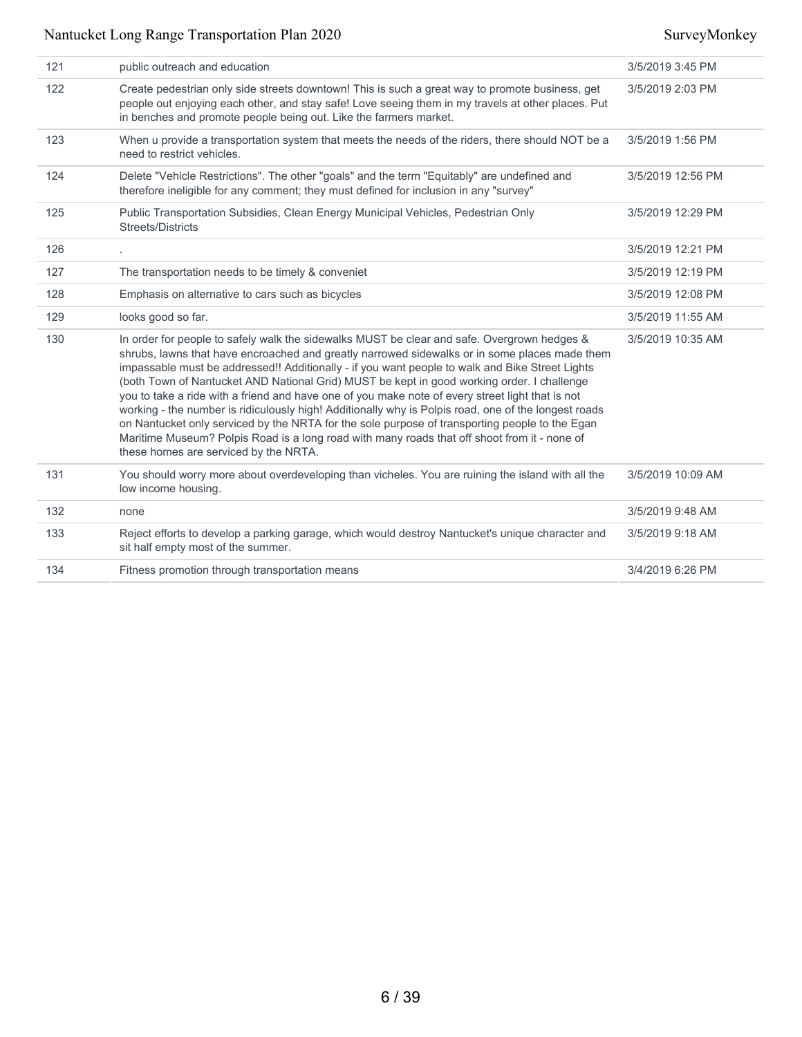| | | |
|---|---|---|
| 121 | public outreach and education | 3/5/2019 3:45 PM |
| 122 | Create pedestrian only side streets downtown! This is such a great way to promote business, get people out enjoying each other, and stay safe! Love seeing them in my travels at other places. Put in benches and promote people being out. Like the farmers market. | 3/5/2019 2:03 PM |
| 123 | When u provide a transportation system that meets the needs of the riders, there should NOT be a need to restrict vehicles. | 3/5/2019 1:56 PM |
| 124 | Delete "Vehicle Restrictions". The other "goals" and the term "Equitably" are undefined and therefore ineligible for any comment; they must defined for inclusion in any "survey" | 3/5/2019 12:56 PM |
| 125 | Public Transportation Subsidies, Clean Energy Municipal Vehicles, Pedestrian Only Streets/Districts | 3/5/2019 12:29 PM |
| 126 | . | 3/5/2019 12:21 PM |
| 127 | The transportation needs to be timely & conveniet | 3/5/2019 12:19 PM |
| 128 | Emphasis on alternative to cars such as bicycles | 3/5/2019 12:08 PM |
| 129 | looks good so far. | 3/5/2019 11:55 AM |
| 130 | In order for people to safely walk the sidewalks MUST be clear and safe. Overgrown hedges & shrubs, lawns that have encroached and greatly narrowed sidewalks or in some places made them impassable must be addressed!! Additionally - if you want people to walk and Bike Street Lights (both Town of Nantucket AND National Grid) MUST be kept in good working order. I challenge you to take a ride with a friend and have one of you make note of every street light that is not working - the number is ridiculously high! Additionally why is Polpis road, one of the longest roads on Nantucket only serviced by the NRTA for the sole purpose of transporting people to the Egan Maritime Museum? Polpis Road is a long road with many roads that off shoot from it - none of these homes are serviced by the NRTA. | 3/5/2019 10:35 AM |
| 131 | You should worry more about overdeveloping than vicheles. You are ruining the island with all the low income housing. | 3/5/2019 10:09 AM |
| 132 | none | 3/5/2019 9:48 AM |
| 133 | Reject efforts to develop a parking garage, which would destroy Nantucket's unique character and sit half empty most of the summer. | 3/5/2019 9:18 AM |
| 134 | Fitness promotion through transportation means | 3/4/2019 6:26 PM |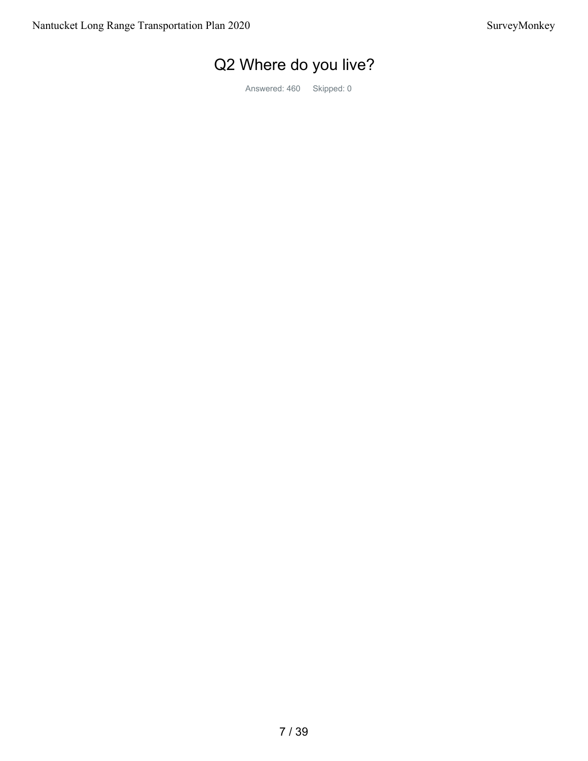# Q2 Where do you live?

Answered: 460 Skipped: 0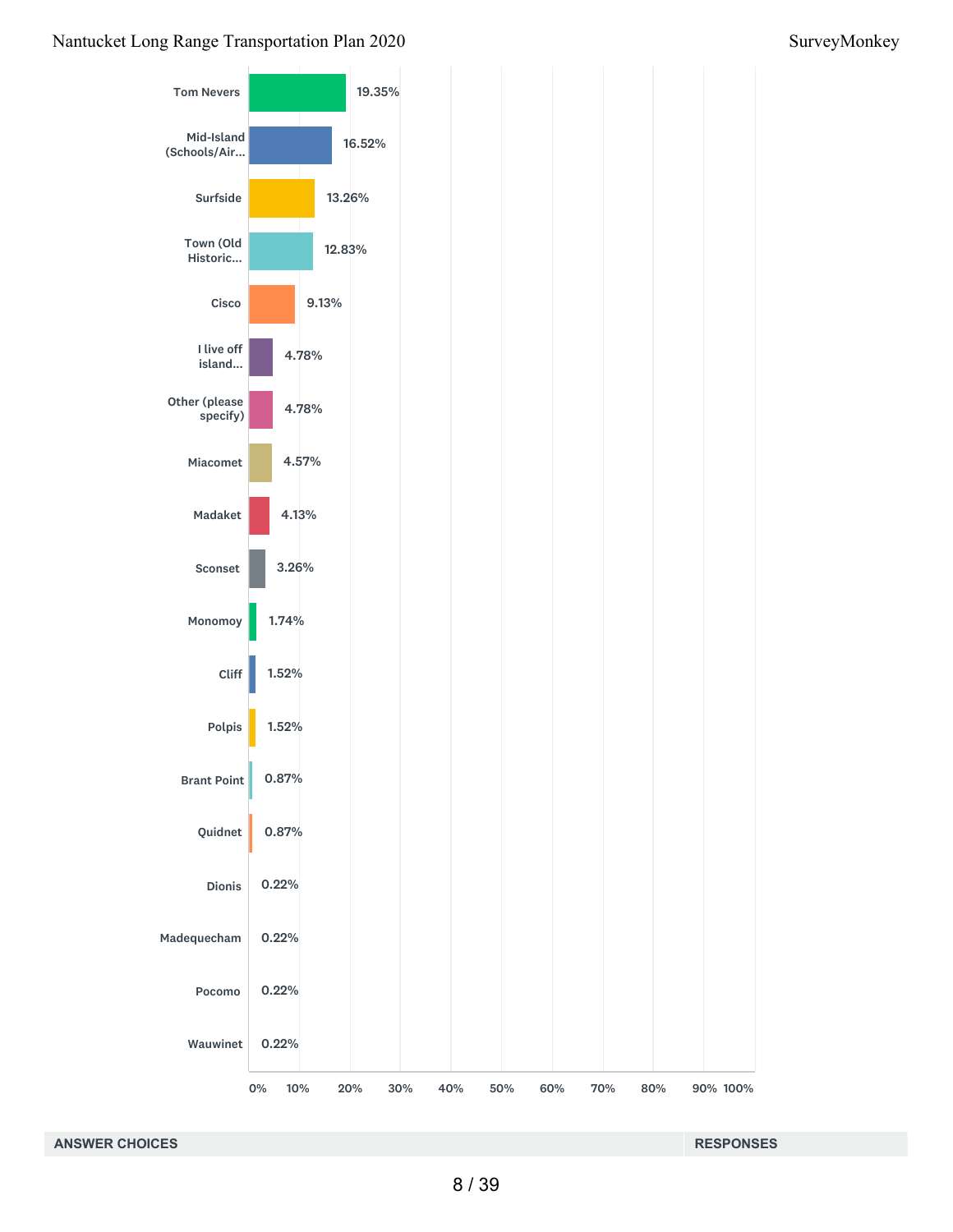| Answer choice | Percentage |
| --- | --- |
| Tom Nevers | 19.35% |
| Mid-Island (Schools/Air... | 16.52% |
| Surfside | 13.26% |
| Town (Old Historic... | 12.83% |
| Cisco | 9.13% |
| I live off island... | 4.78% |
| Other (please specify) | 4.78% |
| Miacomet | 4.57% |
| Madaket | 4.13% |
| Sconset | 3.26% |
| Monomoy | 1.74% |
| Cliff | 1.52% |
| Polpis | 1.52% |
| Brant Point | 0.87% |
| Quidnet | 0.87% |
| Dionis | 0.22% |
| Madequecham | 0.22% |
| Pocomo | 0.22% |
| Wauwinet | 0.22% |

0% 10% 20% 30% 40% 50% 60% 70% 80% 90% 100%

| ANSWER CHOICES | RESPONSES |
| --- | --- |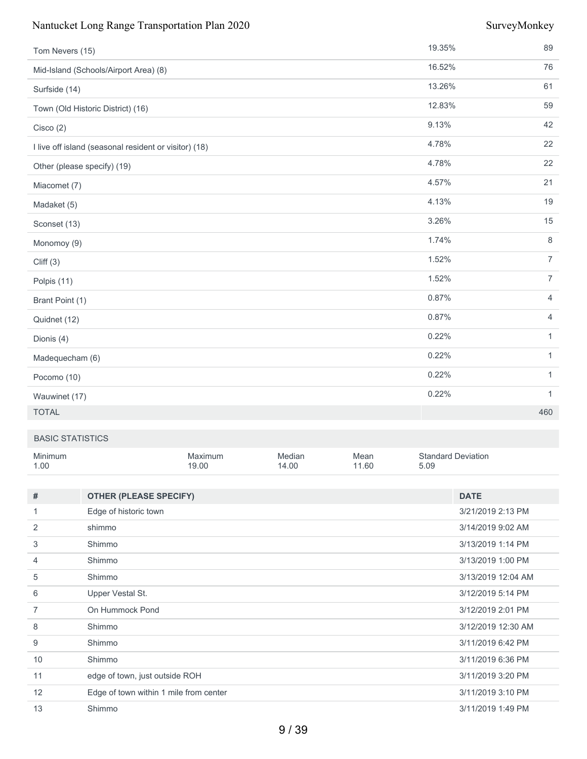| | | |
|---|---|---|
| Tom Nevers (15) | 19.35% | 89 |
| Mid-Island (Schools/Airport Area) (8) | 16.52% | 76 |
| Surfside (14) | 13.26% | 61 |
| Town (Old Historic District) (16) | 12.83% | 59 |
| Cisco (2) | 9.13% | 42 |
| I live off island (seasonal resident or visitor) (18) | 4.78% | 22 |
| Other (please specify) (19) | 4.78% | 22 |
| Miacomet (7) | 4.57% | 21 |
| Madaket (5) | 4.13% | 19 |
| Sconset (13) | 3.26% | 15 |
| Monomoy (9) | 1.74% | 8 |
| Cliff (3) | 1.52% | 7 |
| Polpis (11) | 1.52% | 7 |
| Brant Point (1) | 0.87% | 4 |
| Quidnet (12) | 0.87% | 4 |
| Dionis (4) | 0.22% | 1 |
| Madequecham (6) | 0.22% | 1 |
| Pocomo (10) | 0.22% | 1 |
| Wauwinet (17) | 0.22% | 1 |
| TOTAL | | 460 |

| BASIC STATISTICS | | | | |
|---|---|---|---|---|
| Minimum | Maximum | Median | Mean | Standard Deviation |
| 1.00 | 19.00 | 14.00 | 11.60 | 5.09 |

| # | OTHER (PLEASE SPECIFY) | DATE |
|---|---|---|
| 1 | Edge of historic town | 3/21/2019 2:13 PM |
| 2 | shimmo | 3/14/2019 9:02 AM |
| 3 | Shimmo | 3/13/2019 1:14 PM |
| 4 | Shimmo | 3/13/2019 1:00 PM |
| 5 | Shimmo | 3/13/2019 12:04 AM |
| 6 | Upper Vestal St. | 3/12/2019 5:14 PM |
| 7 | On Hummock Pond | 3/12/2019 2:01 PM |
| 8 | Shimmo | 3/12/2019 12:30 AM |
| 9 | Shimmo | 3/11/2019 6:42 PM |
| 10 | Shimmo | 3/11/2019 6:36 PM |
| 11 | edge of town, just outside ROH | 3/11/2019 3:20 PM |
| 12 | Edge of town within 1 mile from center | 3/11/2019 3:10 PM |
| 13 | Shimmo | 3/11/2019 1:49 PM |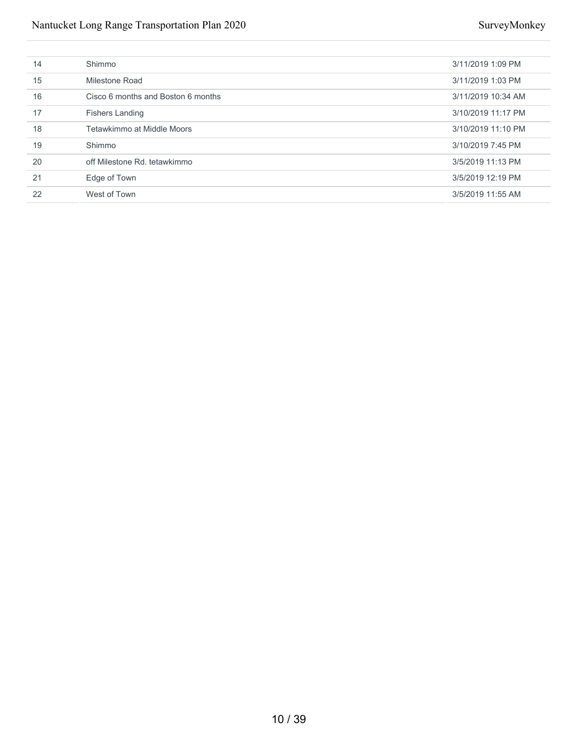| | | |
|---|---|---|
| 14 | Shimmo | 3/11/2019 1:09 PM |
| 15 | Milestone Road | 3/11/2019 1:03 PM |
| 16 | Cisco 6 months and Boston 6 months | 3/11/2019 10:34 AM |
| 17 | Fishers Landing | 3/10/2019 11:17 PM |
| 18 | Tetawkimmo at Middle Moors | 3/10/2019 11:10 PM |
| 19 | Shimmo | 3/10/2019 7:45 PM |
| 20 | off Milestone Rd. tetawkimmo | 3/5/2019 11:13 PM |
| 21 | Edge of Town | 3/5/2019 12:19 PM |
| 22 | West of Town | 3/5/2019 11:55 AM |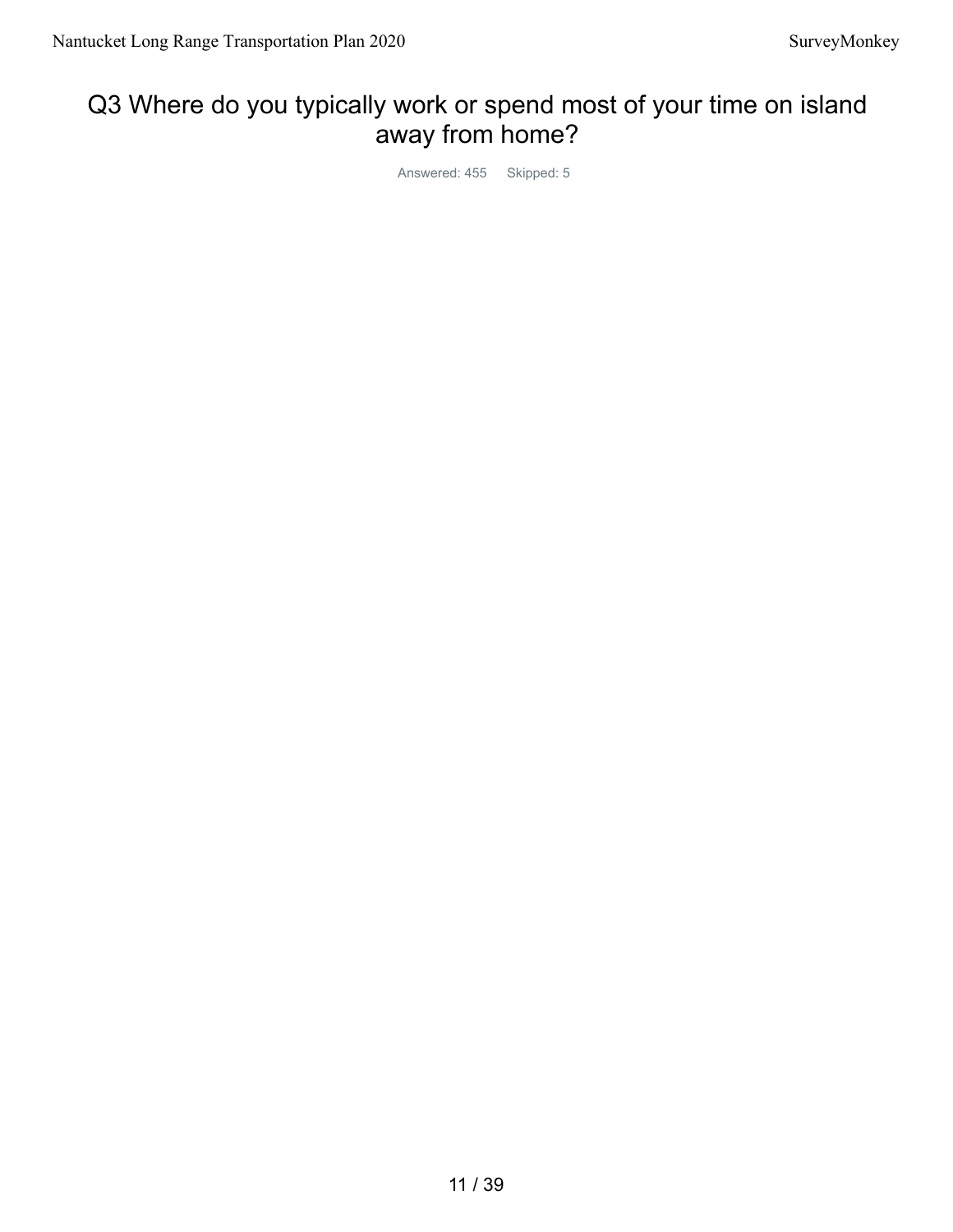# Q3 Where do you typically work or spend most of your time on island away from home?

Answered: 455 Skipped: 5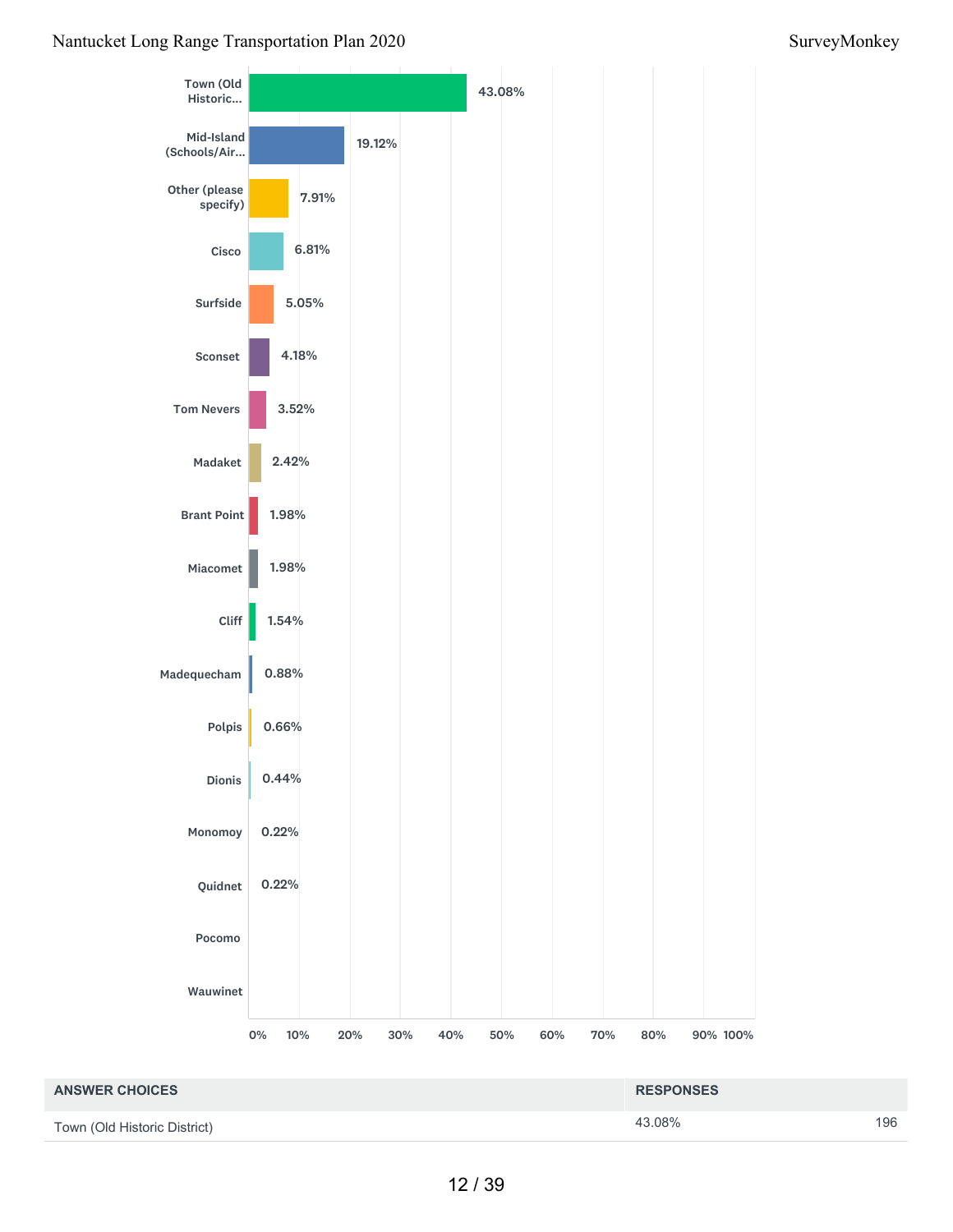| Category | Percentage |
|---|---|
| Town (Old Historic... | 43.08% |
| Mid-Island (Schools/Air... | 19.12% |
| Other (please specify) | 7.91% |
| Cisco | 6.81% |
| Surfside | 5.05% |
| Sconset | 4.18% |
| Tom Nevers | 3.52% |
| Madaket | 2.42% |
| Brant Point | 1.98% |
| Miacomet | 1.98% |
| Cliff | 1.54% |
| Madequecham | 0.88% |
| Polpis | 0.66% |
| Dionis | 0.44% |
| Monomoy | 0.22% |
| Quidnet | 0.22% |
| Pocomo | |
| Wauwinet | |

| ANSWER CHOICES | RESPONSES | |
|---|---|---|
| Town (Old Historic District) | 43.08% | 196 |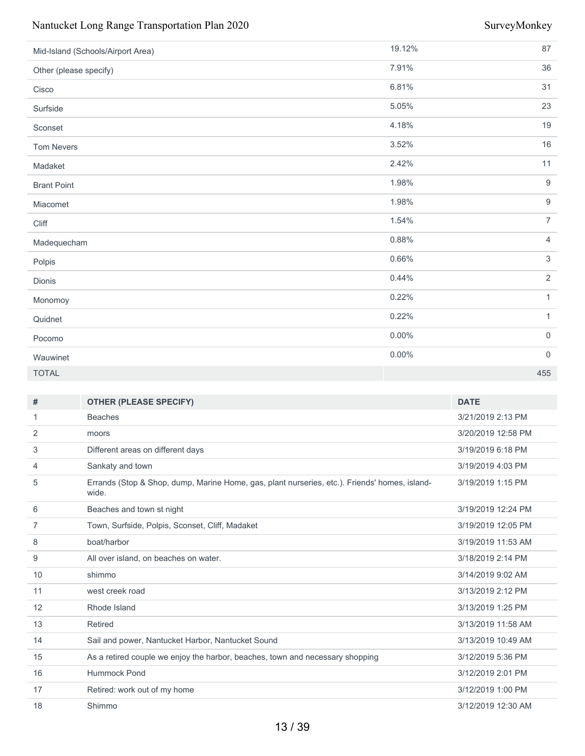| | | |
|---|---|---|
| Mid-Island (Schools/Airport Area) | 19.12% | 87 |
| Other (please specify) | 7.91% | 36 |
| Cisco | 6.81% | 31 |
| Surfside | 5.05% | 23 |
| Sconset | 4.18% | 19 |
| Tom Nevers | 3.52% | 16 |
| Madaket | 2.42% | 11 |
| Brant Point | 1.98% | 9 |
| Miacomet | 1.98% | 9 |
| Cliff | 1.54% | 7 |
| Madequecham | 0.88% | 4 |
| Polpis | 0.66% | 3 |
| Dionis | 0.44% | 2 |
| Monomoy | 0.22% | 1 |
| Quidnet | 0.22% | 1 |
| Pocomo | 0.00% | 0 |
| Wauwinet | 0.00% | 0 |
| TOTAL | | 455 |

| # | OTHER (PLEASE SPECIFY) | DATE |
|---|---|---|
| 1 | Beaches | 3/21/2019 2:13 PM |
| 2 | moors | 3/20/2019 12:58 PM |
| 3 | Different areas on different days | 3/19/2019 6:18 PM |
| 4 | Sankaty and town | 3/19/2019 4:03 PM |
| 5 | Errands (Stop & Shop, dump, Marine Home, gas, plant nurseries, etc.). Friends' homes, island-wide. | 3/19/2019 1:15 PM |
| 6 | Beaches and town st night | 3/19/2019 12:24 PM |
| 7 | Town, Surfside, Polpis, Sconset, Cliff, Madaket | 3/19/2019 12:05 PM |
| 8 | boat/harbor | 3/19/2019 11:53 AM |
| 9 | All over island, on beaches on water. | 3/18/2019 2:14 PM |
| 10 | shimmo | 3/14/2019 9:02 AM |
| 11 | west creek road | 3/13/2019 2:12 PM |
| 12 | Rhode Island | 3/13/2019 1:25 PM |
| 13 | Retired | 3/13/2019 11:58 AM |
| 14 | Sail and power, Nantucket Harbor, Nantucket Sound | 3/13/2019 10:49 AM |
| 15 | As a retired couple we enjoy the harbor, beaches, town and necessary shopping | 3/12/2019 5:36 PM |
| 16 | Hummock Pond | 3/12/2019 2:01 PM |
| 17 | Retired: work out of my home | 3/12/2019 1:00 PM |
| 18 | Shimmo | 3/12/2019 12:30 AM |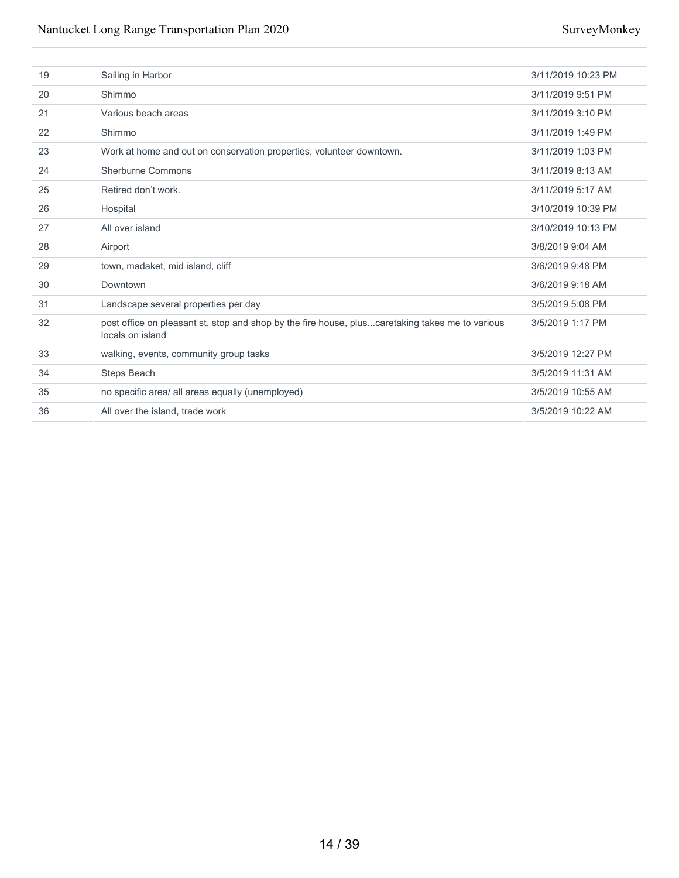| | | |
|---|---|---|
| 19 | Sailing in Harbor | 3/11/2019 10:23 PM |
| 20 | Shimmo | 3/11/2019 9:51 PM |
| 21 | Various beach areas | 3/11/2019 3:10 PM |
| 22 | Shimmo | 3/11/2019 1:49 PM |
| 23 | Work at home and out on conservation properties, volunteer downtown. | 3/11/2019 1:03 PM |
| 24 | Sherburne Commons | 3/11/2019 8:13 AM |
| 25 | Retired don't work. | 3/11/2019 5:17 AM |
| 26 | Hospital | 3/10/2019 10:39 PM |
| 27 | All over island | 3/10/2019 10:13 PM |
| 28 | Airport | 3/8/2019 9:04 AM |
| 29 | town, madaket, mid island, cliff | 3/6/2019 9:48 PM |
| 30 | Downtown | 3/6/2019 9:18 AM |
| 31 | Landscape several properties per day | 3/5/2019 5:08 PM |
| 32 | post office on pleasant st, stop and shop by the fire house, plus...caretaking takes me to various locals on island | 3/5/2019 1:17 PM |
| 33 | walking, events, community group tasks | 3/5/2019 12:27 PM |
| 34 | Steps Beach | 3/5/2019 11:31 AM |
| 35 | no specific area/ all areas equally (unemployed) | 3/5/2019 10:55 AM |
| 36 | All over the island, trade work | 3/5/2019 10:22 AM |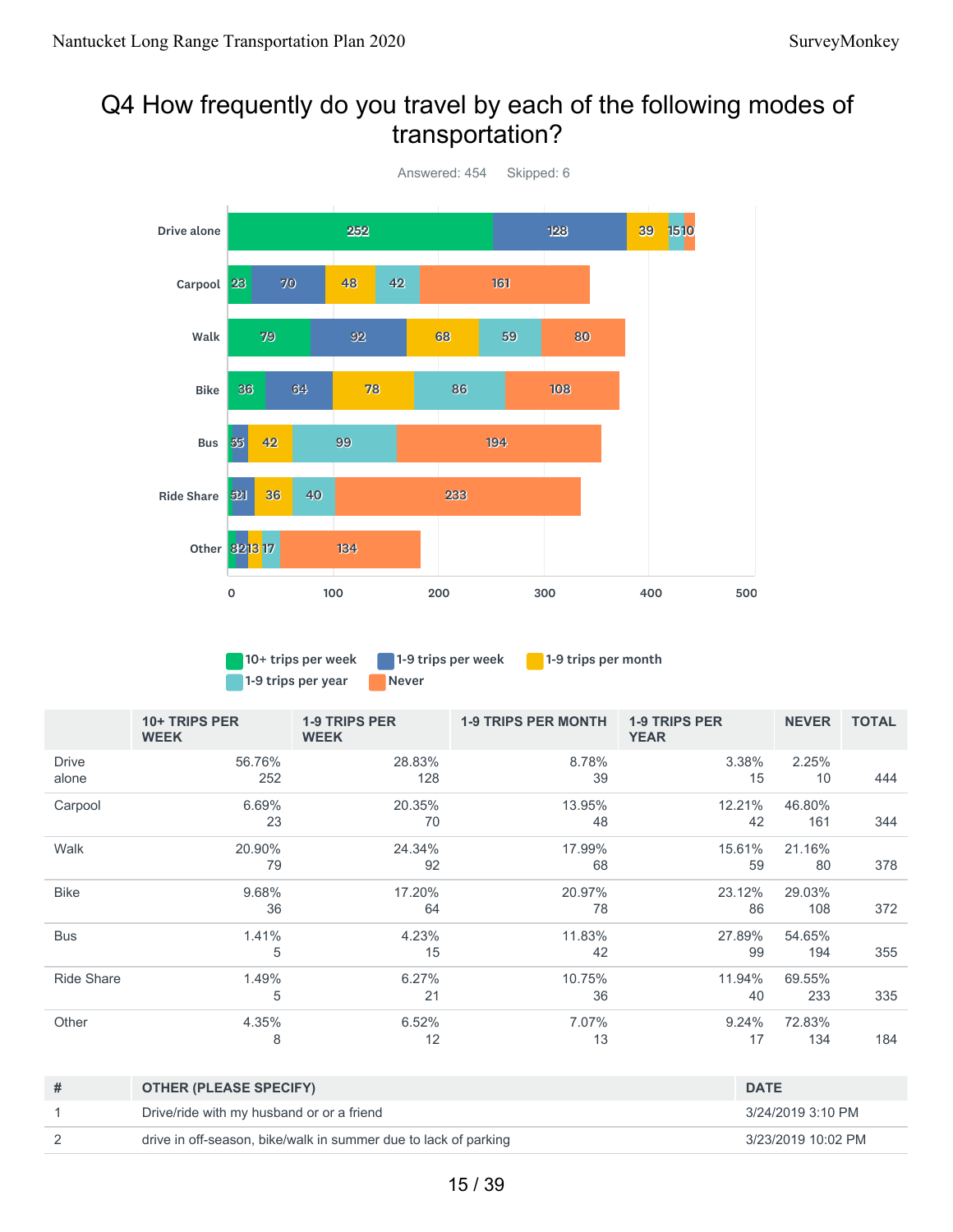# Q4 How frequently do you travel by each of the following modes of transportation?

Answered: 454 Skipped: 6

| | 10+ TRIPS PER WEEK | 1-9 TRIPS PER WEEK | 1-9 TRIPS PER MONTH | 1-9 TRIPS PER YEAR | NEVER | TOTAL |
|---|---|---|---|---|---|---|
| Drive alone | 56.76% 252 | 28.83% 128 | 8.78% 39 | 3.38% 15 | 2.25% 10 | 444 |
| Carpool | 6.69% 23 | 20.35% 70 | 13.95% 48 | 12.21% 42 | 46.80% 161 | 344 |
| Walk | 20.90% 79 | 24.34% 92 | 17.99% 68 | 15.61% 59 | 21.16% 80 | 378 |
| Bike | 9.68% 36 | 17.20% 64 | 20.97% 78 | 23.12% 86 | 29.03% 108 | 372 |
| Bus | 1.41% 5 | 4.23% 15 | 11.83% 42 | 27.89% 99 | 54.65% 194 | 355 |
| Ride Share | 1.49% 5 | 6.27% 21 | 10.75% 36 | 11.94% 40 | 69.55% 233 | 335 |
| Other | 4.35% 8 | 6.52% 12 | 7.07% 13 | 9.24% 17 | 72.83% 134 | 184 |

| # | OTHER (PLEASE SPECIFY) | DATE |
|---|---|---|
| 1 | Drive/ride with my husband or or a friend | 3/24/2019 3:10 PM |
| 2 | drive in off-season, bike/walk in summer due to lack of parking | 3/23/2019 10:02 PM |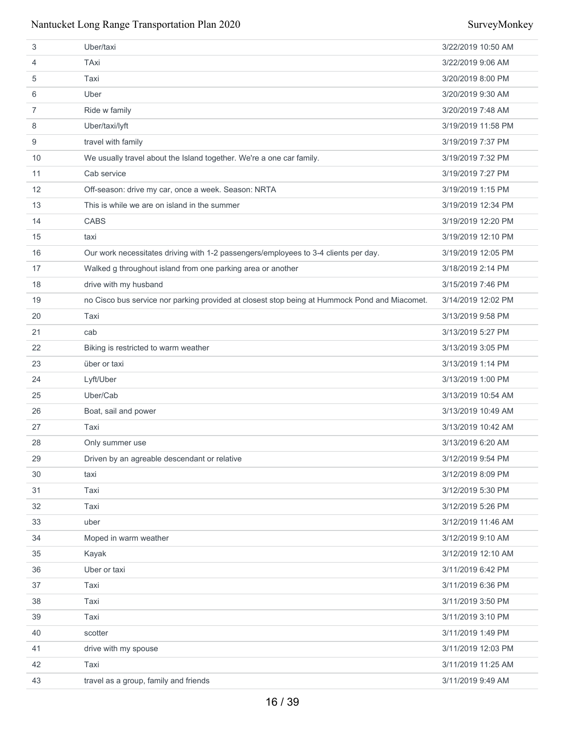| | | |
|---|---|---|
| 3 | Uber/taxi | 3/22/2019 10:50 AM |
| 4 | TAxi | 3/22/2019 9:06 AM |
| 5 | Taxi | 3/20/2019 8:00 PM |
| 6 | Uber | 3/20/2019 9:30 AM |
| 7 | Ride w family | 3/20/2019 7:48 AM |
| 8 | Uber/taxi/lyft | 3/19/2019 11:58 PM |
| 9 | travel with family | 3/19/2019 7:37 PM |
| 10 | We usually travel about the Island together. We're a one car family. | 3/19/2019 7:32 PM |
| 11 | Cab service | 3/19/2019 7:27 PM |
| 12 | Off-season: drive my car, once a week. Season: NRTA | 3/19/2019 1:15 PM |
| 13 | This is while we are on island in the summer | 3/19/2019 12:34 PM |
| 14 | CABS | 3/19/2019 12:20 PM |
| 15 | taxi | 3/19/2019 12:10 PM |
| 16 | Our work necessitates driving with 1-2 passengers/employees to 3-4 clients per day. | 3/19/2019 12:05 PM |
| 17 | Walked g throughout island from one parking area or another | 3/18/2019 2:14 PM |
| 18 | drive with my husband | 3/15/2019 7:46 PM |
| 19 | no Cisco bus service nor parking provided at closest stop being at Hummock Pond and Miacomet. | 3/14/2019 12:02 PM |
| 20 | Taxi | 3/13/2019 9:58 PM |
| 21 | cab | 3/13/2019 5:27 PM |
| 22 | Biking is restricted to warm weather | 3/13/2019 3:05 PM |
| 23 | über or taxi | 3/13/2019 1:14 PM |
| 24 | Lyft/Uber | 3/13/2019 1:00 PM |
| 25 | Uber/Cab | 3/13/2019 10:54 AM |
| 26 | Boat, sail and power | 3/13/2019 10:49 AM |
| 27 | Taxi | 3/13/2019 10:42 AM |
| 28 | Only summer use | 3/13/2019 6:20 AM |
| 29 | Driven by an agreable descendant or relative | 3/12/2019 9:54 PM |
| 30 | taxi | 3/12/2019 8:09 PM |
| 31 | Taxi | 3/12/2019 5:30 PM |
| 32 | Taxi | 3/12/2019 5:26 PM |
| 33 | uber | 3/12/2019 11:46 AM |
| 34 | Moped in warm weather | 3/12/2019 9:10 AM |
| 35 | Kayak | 3/12/2019 12:10 AM |
| 36 | Uber or taxi | 3/11/2019 6:42 PM |
| 37 | Taxi | 3/11/2019 6:36 PM |
| 38 | Taxi | 3/11/2019 3:50 PM |
| 39 | Taxi | 3/11/2019 3:10 PM |
| 40 | scotter | 3/11/2019 1:49 PM |
| 41 | drive with my spouse | 3/11/2019 12:03 PM |
| 42 | Taxi | 3/11/2019 11:25 AM |
| 43 | travel as a group, family and friends | 3/11/2019 9:49 AM |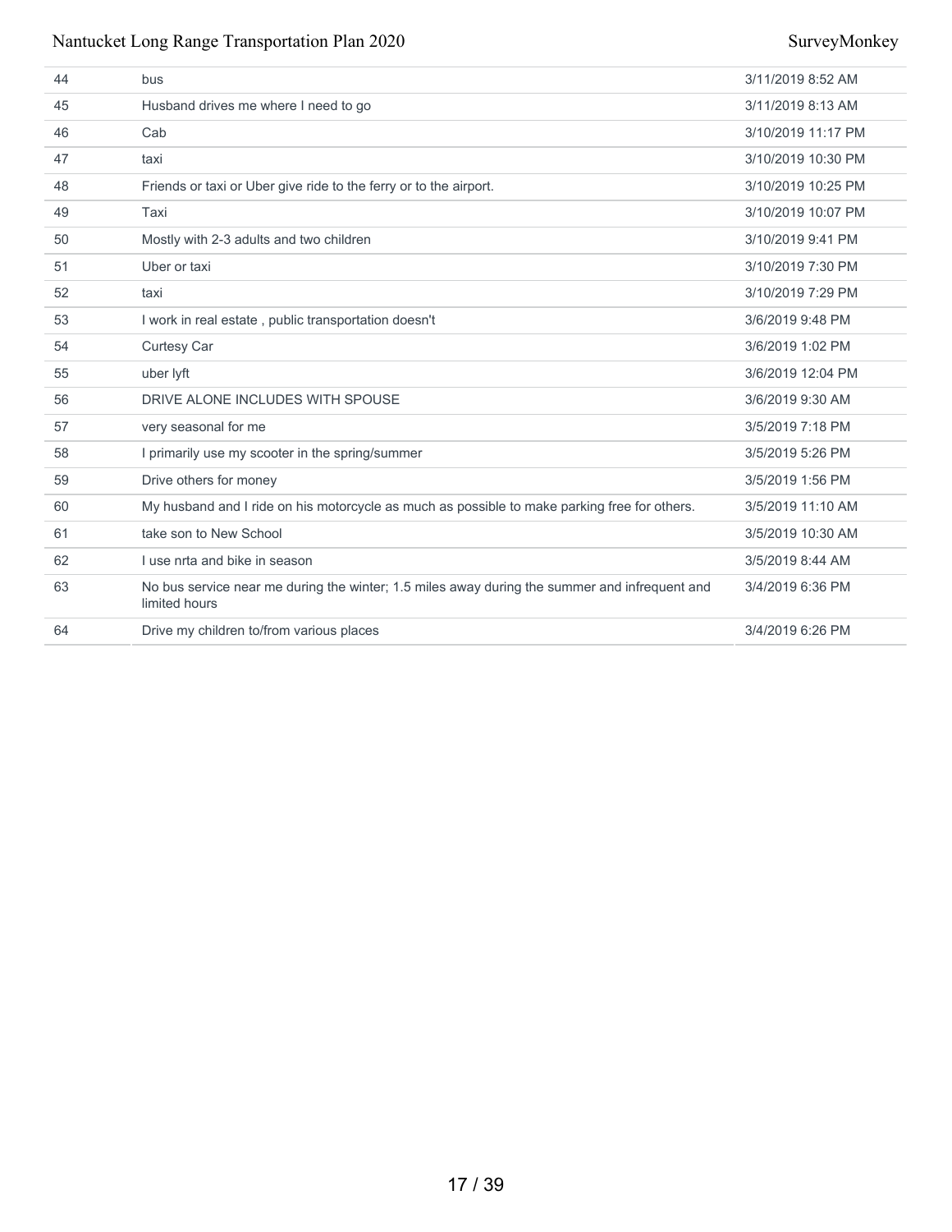| | | |
|---|---|---|
| 44 | bus | 3/11/2019 8:52 AM |
| 45 | Husband drives me where I need to go | 3/11/2019 8:13 AM |
| 46 | Cab | 3/10/2019 11:17 PM |
| 47 | taxi | 3/10/2019 10:30 PM |
| 48 | Friends or taxi or Uber give ride to the ferry or to the airport. | 3/10/2019 10:25 PM |
| 49 | Taxi | 3/10/2019 10:07 PM |
| 50 | Mostly with 2-3 adults and two children | 3/10/2019 9:41 PM |
| 51 | Uber or taxi | 3/10/2019 7:30 PM |
| 52 | taxi | 3/10/2019 7:29 PM |
| 53 | I work in real estate , public transportation doesn't | 3/6/2019 9:48 PM |
| 54 | Curtesy Car | 3/6/2019 1:02 PM |
| 55 | uber lyft | 3/6/2019 12:04 PM |
| 56 | DRIVE ALONE INCLUDES WITH SPOUSE | 3/6/2019 9:30 AM |
| 57 | very seasonal for me | 3/5/2019 7:18 PM |
| 58 | I primarily use my scooter in the spring/summer | 3/5/2019 5:26 PM |
| 59 | Drive others for money | 3/5/2019 1:56 PM |
| 60 | My husband and I ride on his motorcycle as much as possible to make parking free for others. | 3/5/2019 11:10 AM |
| 61 | take son to New School | 3/5/2019 10:30 AM |
| 62 | I use nrta and bike in season | 3/5/2019 8:44 AM |
| 63 | No bus service near me during the winter; 1.5 miles away during the summer and infrequent and limited hours | 3/4/2019 6:36 PM |
| 64 | Drive my children to/from various places | 3/4/2019 6:26 PM |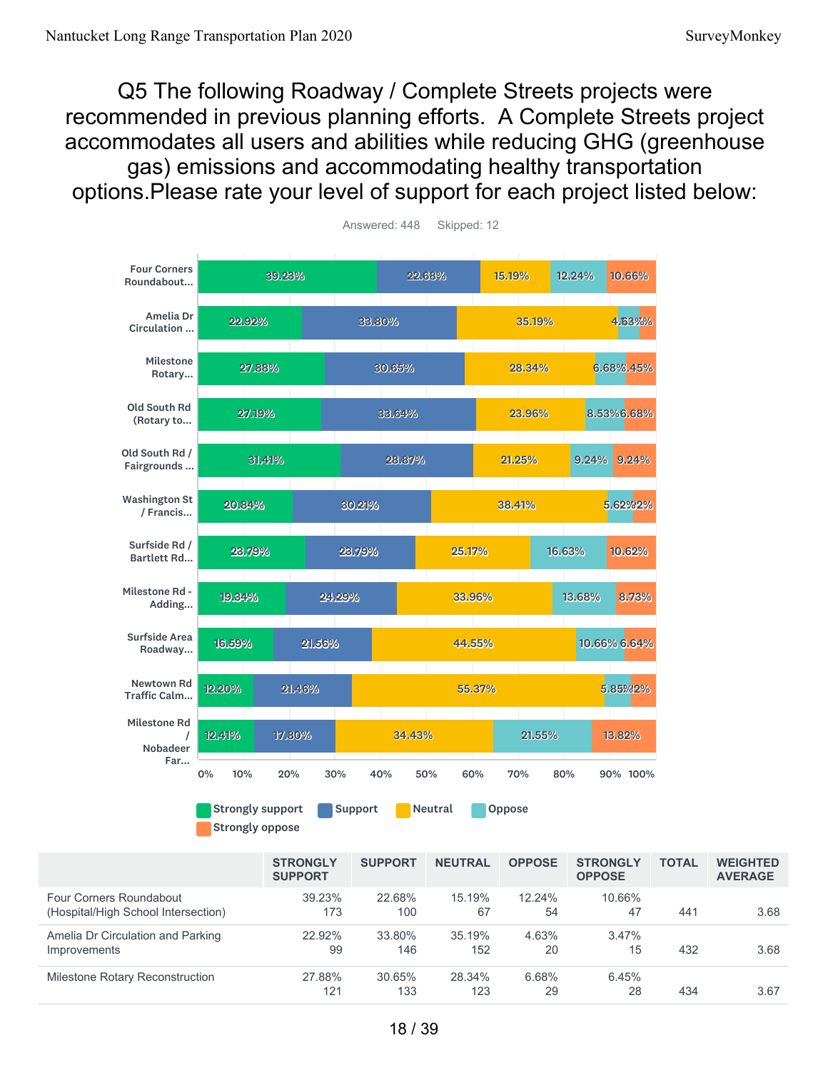# Q5 The following Roadway / Complete Streets projects were recommended in previous planning efforts. A Complete Streets project accommodates all users and abilities while reducing GHG (greenhouse gas) emissions and accommodating healthy transportation options.Please rate your level of support for each project listed below:

Answered: 448 Skipped: 12

| | STRONGLY SUPPORT | SUPPORT | NEUTRAL | OPPOSE | STRONGLY OPPOSE | TOTAL | WEIGHTED AVERAGE |
|---|---|---|---|---|---|---|---|
| Four Corners Roundabout (Hospital/High School Intersection) | 39.23%<br>173 | 22.68%<br>100 | 15.19%<br>67 | 12.24%<br>54 | 10.66%<br>47 | 441 | 3.68 |
| Amelia Dr Circulation and Parking Improvements | 22.92%<br>99 | 33.80%<br>146 | 35.19%<br>152 | 4.63%<br>20 | 3.47%<br>15 | 432 | 3.68 |
| Milestone Rotary Reconstruction | 27.88%<br>121 | 30.65%<br>133 | 28.34%<br>123 | 6.68%<br>29 | 6.45%<br>28 | 434 | 3.67 |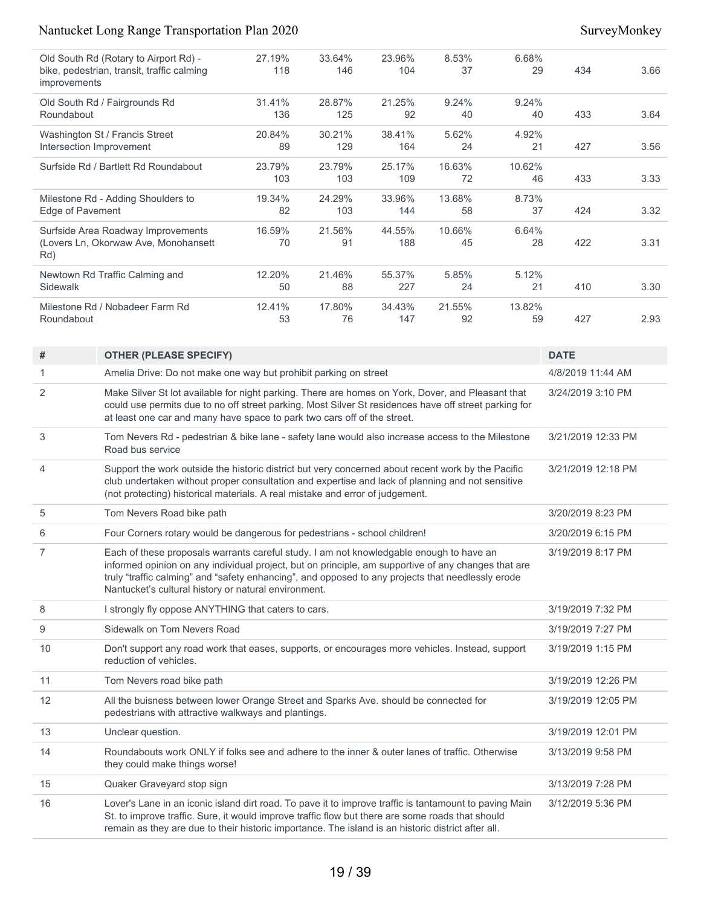| | | | | | | | |
|---|---|---|---|---|---|---|---|
| Old South Rd (Rotary to Airport Rd) - bike, pedestrian, transit, traffic calming improvements | 27.19%<br>118 | 33.64%<br>146 | 23.96%<br>104 | 8.53%<br>37 | 6.68%<br>29 | 434 | 3.66 |
| Old South Rd / Fairgrounds Rd Roundabout | 31.41%<br>136 | 28.87%<br>125 | 21.25%<br>92 | 9.24%<br>40 | 9.24%<br>40 | 433 | 3.64 |
| Washington St / Francis Street Intersection Improvement | 20.84%<br>89 | 30.21%<br>129 | 38.41%<br>164 | 5.62%<br>24 | 4.92%<br>21 | 427 | 3.56 |
| Surfside Rd / Bartlett Rd Roundabout | 23.79%<br>103 | 23.79%<br>103 | 25.17%<br>109 | 16.63%<br>72 | 10.62%<br>46 | 433 | 3.33 |
| Milestone Rd - Adding Shoulders to Edge of Pavement | 19.34%<br>82 | 24.29%<br>103 | 33.96%<br>144 | 13.68%<br>58 | 8.73%<br>37 | 424 | 3.32 |
| Surfside Area Roadway Improvements (Lovers Ln, Okorwaw Ave, Monohansett Rd) | 16.59%<br>70 | 21.56%<br>91 | 44.55%<br>188 | 10.66%<br>45 | 6.64%<br>28 | 422 | 3.31 |
| Newtown Rd Traffic Calming and Sidewalk | 12.20%<br>50 | 21.46%<br>88 | 55.37%<br>227 | 5.85%<br>24 | 5.12%<br>21 | 410 | 3.30 |
| Milestone Rd / Nobadeer Farm Rd Roundabout | 12.41%<br>53 | 17.80%<br>76 | 34.43%<br>147 | 21.55%<br>92 | 13.82%<br>59 | 427 | 2.93 |

| # | OTHER (PLEASE SPECIFY) | DATE |
|---|---|---|
| 1 | Amelia Drive: Do not make one way but prohibit parking on street | 4/8/2019 11:44 AM |
| 2 | Make Silver St lot available for night parking. There are homes on York, Dover, and Pleasant that could use permits due to no off street parking. Most Silver St residences have off street parking for at least one car and many have space to park two cars off of the street. | 3/24/2019 3:10 PM |
| 3 | Tom Nevers Rd - pedestrian & bike lane - safety lane would also increase access to the Milestone Road bus service | 3/21/2019 12:33 PM |
| 4 | Support the work outside the historic district but very concerned about recent work by the Pacific club undertaken without proper consultation and expertise and lack of planning and not sensitive (not protecting) historical materials. A real mistake and error of judgement. | 3/21/2019 12:18 PM |
| 5 | Tom Nevers Road bike path | 3/20/2019 8:23 PM |
| 6 | Four Corners rotary would be dangerous for pedestrians - school children! | 3/20/2019 6:15 PM |
| 7 | Each of these proposals warrants careful study. I am not knowledgable enough to have an informed opinion on any individual project, but on principle, am supportive of any changes that are truly "traffic calming" and "safety enhancing", and opposed to any projects that needlessly erode Nantucket's cultural history or natural environment. | 3/19/2019 8:17 PM |
| 8 | I strongly fly oppose ANYTHING that caters to cars. | 3/19/2019 7:32 PM |
| 9 | Sidewalk on Tom Nevers Road | 3/19/2019 7:27 PM |
| 10 | Don't support any road work that eases, supports, or encourages more vehicles. Instead, support reduction of vehicles. | 3/19/2019 1:15 PM |
| 11 | Tom Nevers road bike path | 3/19/2019 12:26 PM |
| 12 | All the buisness between lower Orange Street and Sparks Ave. should be connected for pedestrians with attractive walkways and plantings. | 3/19/2019 12:05 PM |
| 13 | Unclear question. | 3/19/2019 12:01 PM |
| 14 | Roundabouts work ONLY if folks see and adhere to the inner & outer lanes of traffic. Otherwise they could make things worse! | 3/13/2019 9:58 PM |
| 15 | Quaker Graveyard stop sign | 3/13/2019 7:28 PM |
| 16 | Lover's Lane in an iconic island dirt road. To pave it to improve traffic is tantamount to paving Main St. to improve traffic. Sure, it would improve traffic flow but there are some roads that should remain as they are due to their historic importance. The island is an historic district after all. | 3/12/2019 5:36 PM |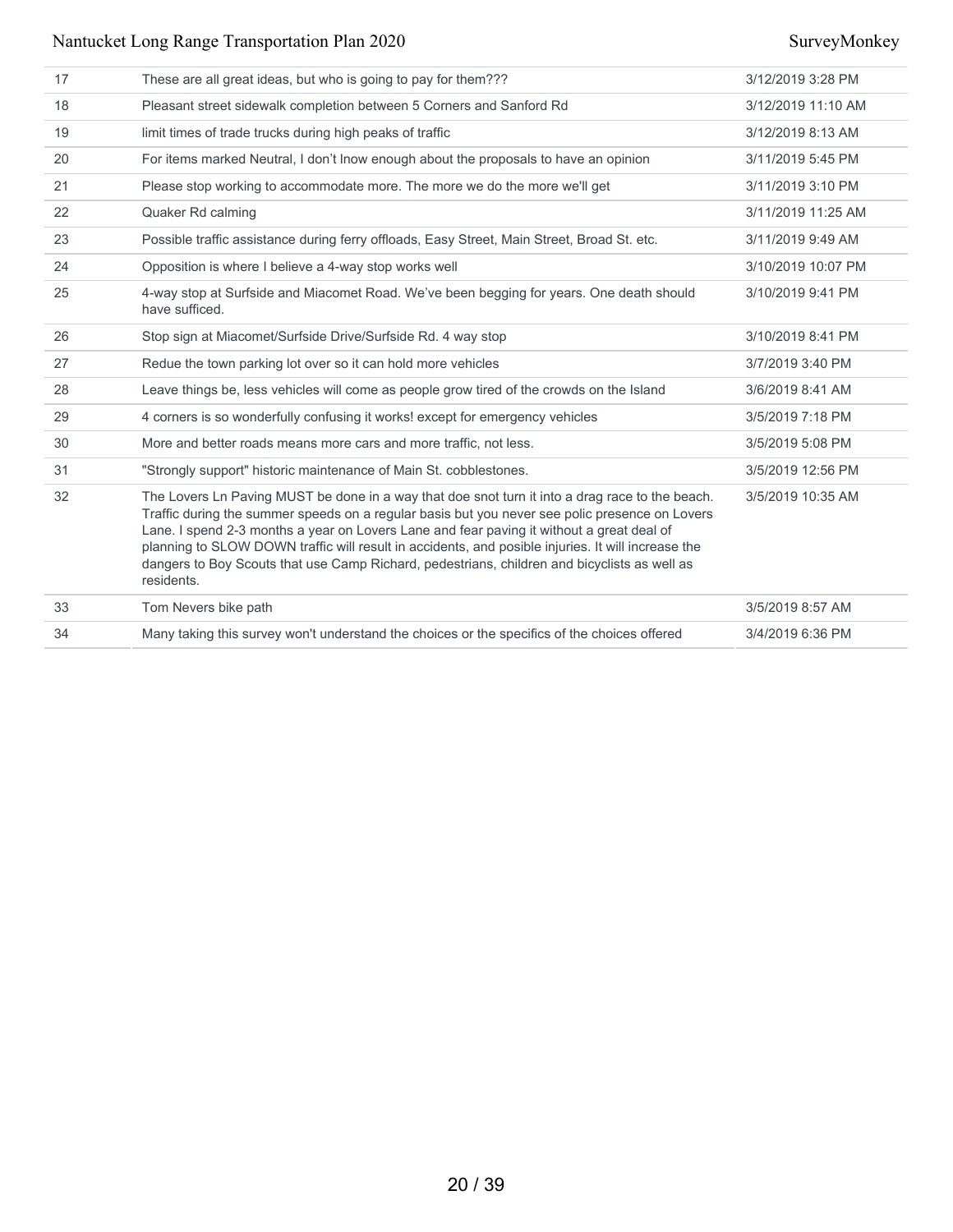| | | |
|---|---|---|
| 17 | These are all great ideas, but who is going to pay for them??? | 3/12/2019 3:28 PM |
| 18 | Pleasant street sidewalk completion between 5 Corners and Sanford Rd | 3/12/2019 11:10 AM |
| 19 | limit times of trade trucks during high peaks of traffic | 3/12/2019 8:13 AM |
| 20 | For items marked Neutral, I don't lnow enough about the proposals to have an opinion | 3/11/2019 5:45 PM |
| 21 | Please stop working to accommodate more. The more we do the more we'll get | 3/11/2019 3:10 PM |
| 22 | Quaker Rd calming | 3/11/2019 11:25 AM |
| 23 | Possible traffic assistance during ferry offloads, Easy Street, Main Street, Broad St. etc. | 3/11/2019 9:49 AM |
| 24 | Opposition is where I believe a 4-way stop works well | 3/10/2019 10:07 PM |
| 25 | 4-way stop at Surfside and Miacomet Road. We've been begging for years. One death should have sufficed. | 3/10/2019 9:41 PM |
| 26 | Stop sign at Miacomet/Surfside Drive/Surfside Rd. 4 way stop | 3/10/2019 8:41 PM |
| 27 | Redue the town parking lot over so it can hold more vehicles | 3/7/2019 3:40 PM |
| 28 | Leave things be, less vehicles will come as people grow tired of the crowds on the Island | 3/6/2019 8:41 AM |
| 29 | 4 corners is so wonderfully confusing it works! except for emergency vehicles | 3/5/2019 7:18 PM |
| 30 | More and better roads means more cars and more traffic, not less. | 3/5/2019 5:08 PM |
| 31 | "Strongly support" historic maintenance of Main St. cobblestones. | 3/5/2019 12:56 PM |
| 32 | The Lovers Ln Paving MUST be done in a way that doe snot turn it into a drag race to the beach. Traffic during the summer speeds on a regular basis but you never see polic presence on Lovers Lane. I spend 2-3 months a year on Lovers Lane and fear paving it without a great deal of planning to SLOW DOWN traffic will result in accidents, and posible injuries. It will increase the dangers to Boy Scouts that use Camp Richard, pedestrians, children and bicyclists as well as residents. | 3/5/2019 10:35 AM |
| 33 | Tom Nevers bike path | 3/5/2019 8:57 AM |
| 34 | Many taking this survey won't understand the choices or the specifics of the choices offered | 3/4/2019 6:36 PM |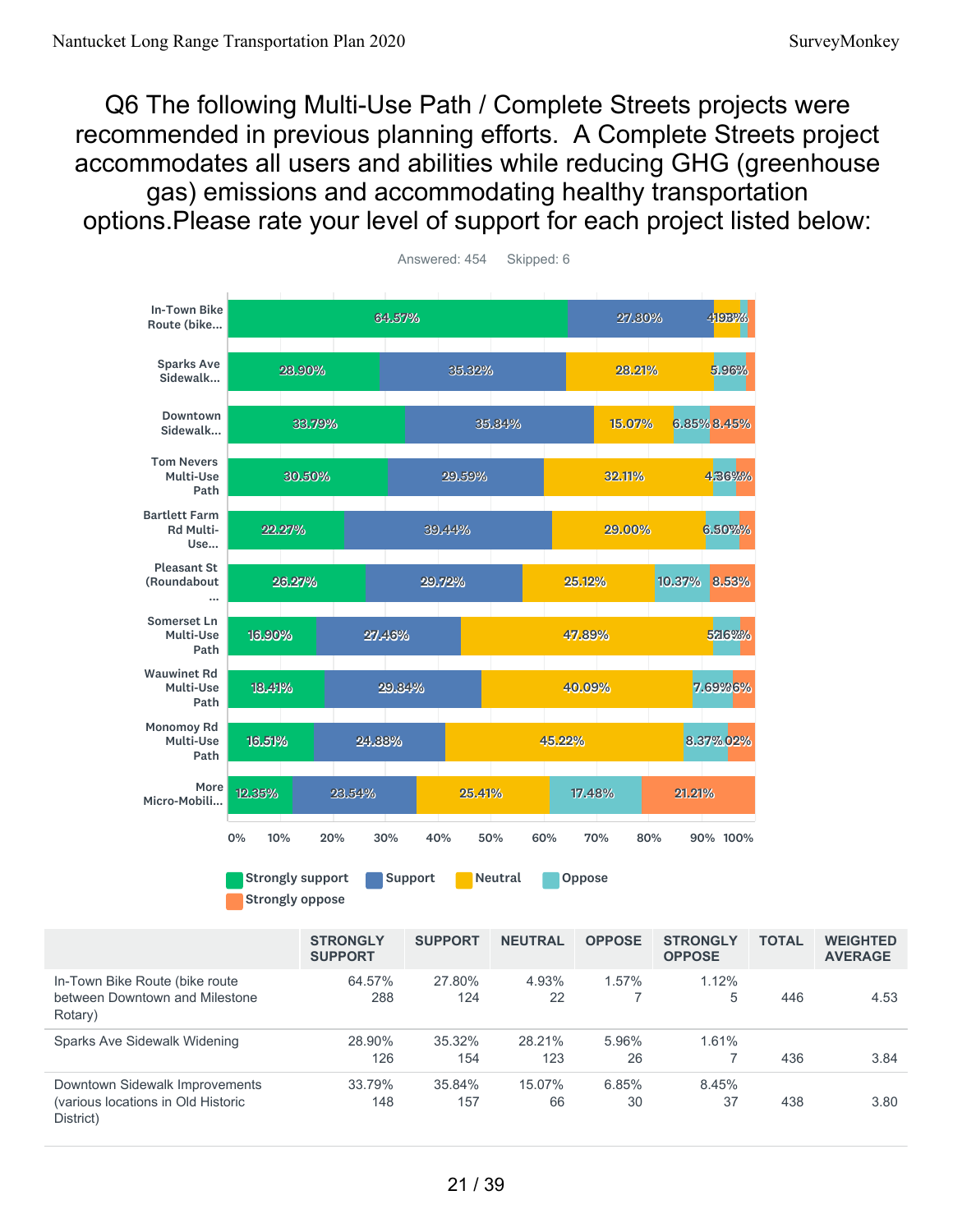# Q6 The following Multi-Use Path / Complete Streets projects were recommended in previous planning efforts. A Complete Streets project accommodates all users and abilities while reducing GHG (greenhouse gas) emissions and accommodating healthy transportation options.Please rate your level of support for each project listed below:

Answered: 454 Skipped: 6

| | Strongly support | Support | Neutral | Oppose | Strongly oppose |
|---|---|---|---|---|---|
| In-Town Bike Route (bike... | 64.57% | 27.80% | 4.93% | 1.57% | 1.12% |
| Sparks Ave Sidewalk... | 28.90% | 35.32% | 28.21% | 5.96% | |
| Downtown Sidewalk... | 33.79% | 35.84% | 15.07% | 6.85% | 8.45% |
| Tom Nevers Multi-Use Path | 30.50% | 29.59% | 32.11% | 4.36% | |
| Bartlett Farm Rd Multi-Use... | 22.27% | 39.44% | 29.00% | 6.50% | |
| Pleasant St (Roundabout ... | 26.27% | 29.72% | 25.12% | 10.37% | 8.53% |
| Somerset Ln Multi-Use Path | 16.90% | 27.46% | 47.89% | 5.16% | |
| Wauwinet Rd Multi-Use Path | 18.41% | 29.84% | 40.09% | 7.69% | |
| Monomoy Rd Multi-Use Path | 16.51% | 24.88% | 45.22% | 8.37% | |
| More Micro-Mobili... | 12.35% | 23.54% | 25.41% | 17.48% | 21.21% |

| | STRONGLY SUPPORT | SUPPORT | NEUTRAL | OPPOSE | STRONGLY OPPOSE | TOTAL | WEIGHTED AVERAGE |
|---|---|---|---|---|---|---|---|
| In-Town Bike Route (bike route between Downtown and Milestone Rotary) | 64.57%<br>288 | 27.80%<br>124 | 4.93%<br>22 | 1.57%<br>7 | 1.12%<br>5 | 446 | 4.53 |
| Sparks Ave Sidewalk Widening | 28.90%<br>126 | 35.32%<br>154 | 28.21%<br>123 | 5.96%<br>26 | 1.61%<br>7 | 436 | 3.84 |
| Downtown Sidewalk Improvements (various locations in Old Historic District) | 33.79%<br>148 | 35.84%<br>157 | 15.07%<br>66 | 6.85%<br>30 | 8.45%<br>37 | 438 | 3.80 |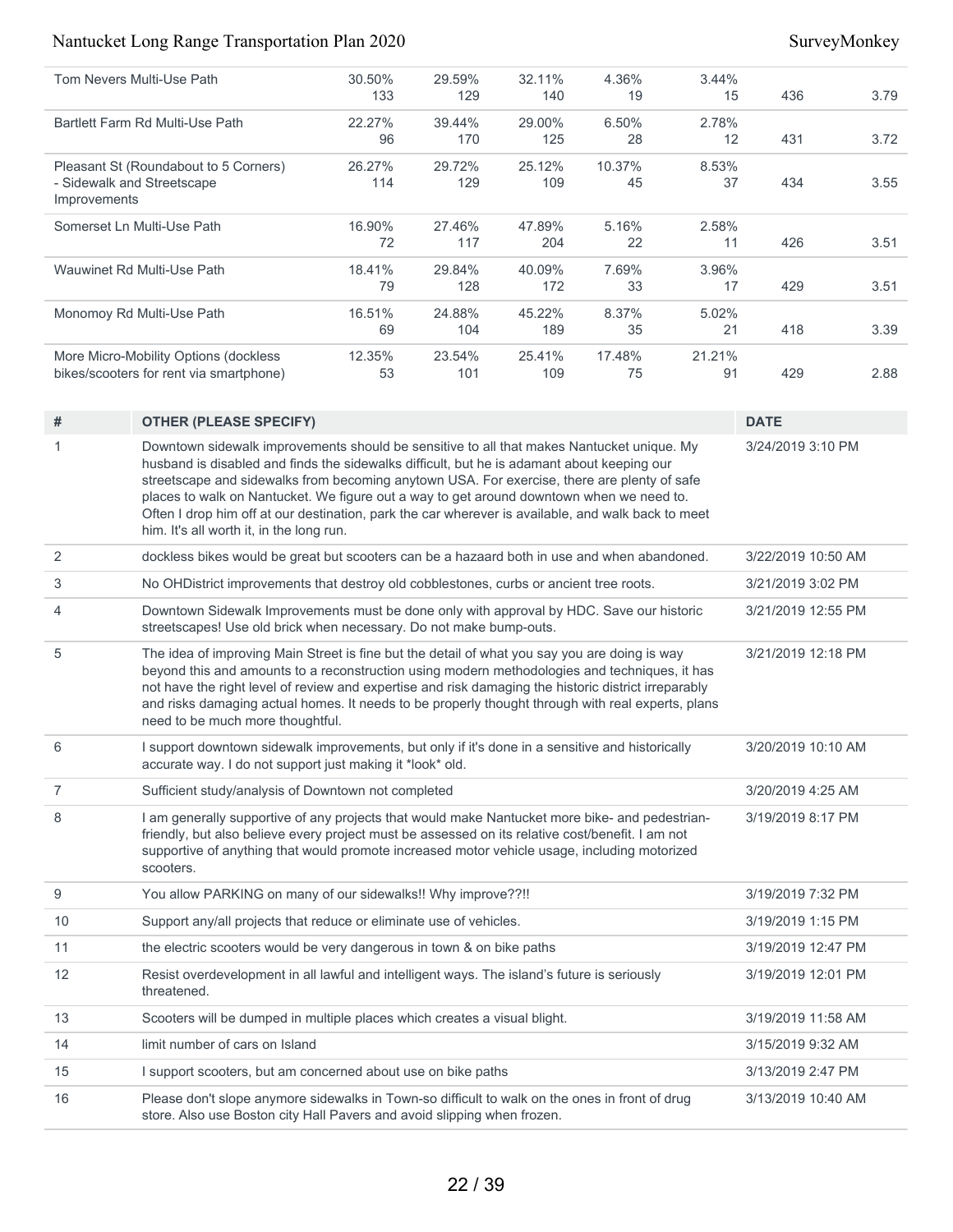| | | | | | | | |
|---|---|---|---|---|---|---|---|
| Tom Nevers Multi-Use Path | 30.50%<br>133 | 29.59%<br>129 | 32.11%<br>140 | 4.36%<br>19 | 3.44%<br>15 | 436 | 3.79 |
| Bartlett Farm Rd Multi-Use Path | 22.27%<br>96 | 39.44%<br>170 | 29.00%<br>125 | 6.50%<br>28 | 2.78%<br>12 | 431 | 3.72 |
| Pleasant St (Roundabout to 5 Corners) - Sidewalk and Streetscape Improvements | 26.27%<br>114 | 29.72%<br>129 | 25.12%<br>109 | 10.37%<br>45 | 8.53%<br>37 | 434 | 3.55 |
| Somerset Ln Multi-Use Path | 16.90%<br>72 | 27.46%<br>117 | 47.89%<br>204 | 5.16%<br>22 | 2.58%<br>11 | 426 | 3.51 |
| Wauwinet Rd Multi-Use Path | 18.41%<br>79 | 29.84%<br>128 | 40.09%<br>172 | 7.69%<br>33 | 3.96%<br>17 | 429 | 3.51 |
| Monomoy Rd Multi-Use Path | 16.51%<br>69 | 24.88%<br>104 | 45.22%<br>189 | 8.37%<br>35 | 5.02%<br>21 | 418 | 3.39 |
| More Micro-Mobility Options (dockless bikes/scooters for rent via smartphone) | 12.35%<br>53 | 23.54%<br>101 | 25.41%<br>109 | 17.48%<br>75 | 21.21%<br>91 | 429 | 2.88 |

| # | OTHER (PLEASE SPECIFY) | DATE |
|---|---|---|
| 1 | Downtown sidewalk improvements should be sensitive to all that makes Nantucket unique. My husband is disabled and finds the sidewalks difficult, but he is adamant about keeping our streetscape and sidewalks from becoming anytown USA. For exercise, there are plenty of safe places to walk on Nantucket. We figure out a way to get around downtown when we need to. Often I drop him off at our destination, park the car wherever is available, and walk back to meet him. It's all worth it, in the long run. | 3/24/2019 3:10 PM |
| 2 | dockless bikes would be great but scooters can be a hazaard both in use and when abandoned. | 3/22/2019 10:50 AM |
| 3 | No OHDistrict improvements that destroy old cobblestones, curbs or ancient tree roots. | 3/21/2019 3:02 PM |
| 4 | Downtown Sidewalk Improvements must be done only with approval by HDC. Save our historic streetscapes! Use old brick when necessary. Do not make bump-outs. | 3/21/2019 12:55 PM |
| 5 | The idea of improving Main Street is fine but the detail of what you say you are doing is way beyond this and amounts to a reconstruction using modern methodologies and techniques, it has not have the right level of review and expertise and risk damaging the historic district irreparably and risks damaging actual homes. It needs to be properly thought through with real experts, plans need to be much more thoughtful. | 3/21/2019 12:18 PM |
| 6 | I support downtown sidewalk improvements, but only if it's done in a sensitive and historically accurate way. I do not support just making it *look* old. | 3/20/2019 10:10 AM |
| 7 | Sufficient study/analysis of Downtown not completed | 3/20/2019 4:25 AM |
| 8 | I am generally supportive of any projects that would make Nantucket more bike- and pedestrian-friendly, but also believe every project must be assessed on its relative cost/benefit. I am not supportive of anything that would promote increased motor vehicle usage, including motorized scooters. | 3/19/2019 8:17 PM |
| 9 | You allow PARKING on many of our sidewalks!! Why improve??!! | 3/19/2019 7:32 PM |
| 10 | Support any/all projects that reduce or eliminate use of vehicles. | 3/19/2019 1:15 PM |
| 11 | the electric scooters would be very dangerous in town & on bike paths | 3/19/2019 12:47 PM |
| 12 | Resist overdevelopment in all lawful and intelligent ways. The island's future is seriously threatened. | 3/19/2019 12:01 PM |
| 13 | Scooters will be dumped in multiple places which creates a visual blight. | 3/19/2019 11:58 AM |
| 14 | limit number of cars on Island | 3/15/2019 9:32 AM |
| 15 | I support scooters, but am concerned about use on bike paths | 3/13/2019 2:47 PM |
| 16 | Please don't slope anymore sidewalks in Town-so difficult to walk on the ones in front of drug store. Also use Boston city Hall Pavers and avoid slipping when frozen. | 3/13/2019 10:40 AM |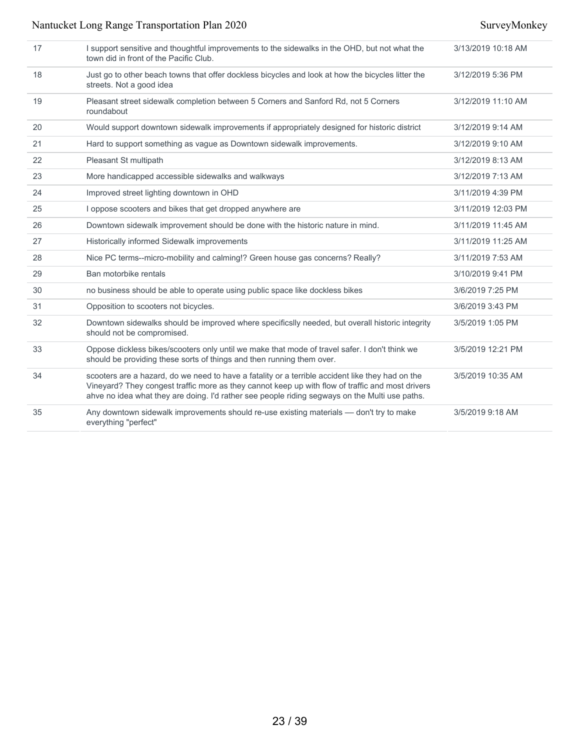| | | |
|---|---|---|
| 17 | I support sensitive and thoughtful improvements to the sidewalks in the OHD, but not what the town did in front of the Pacific Club. | 3/13/2019 10:18 AM |
| 18 | Just go to other beach towns that offer dockless bicycles and look at how the bicycles litter the streets. Not a good idea | 3/12/2019 5:36 PM |
| 19 | Pleasant street sidewalk completion between 5 Corners and Sanford Rd, not 5 Corners roundabout | 3/12/2019 11:10 AM |
| 20 | Would support downtown sidewalk improvements if appropriately designed for historic district | 3/12/2019 9:14 AM |
| 21 | Hard to support something as vague as Downtown sidewalk improvements. | 3/12/2019 9:10 AM |
| 22 | Pleasant St multipath | 3/12/2019 8:13 AM |
| 23 | More handicapped accessible sidewalks and walkways | 3/12/2019 7:13 AM |
| 24 | Improved street lighting downtown in OHD | 3/11/2019 4:39 PM |
| 25 | I oppose scooters and bikes that get dropped anywhere are | 3/11/2019 12:03 PM |
| 26 | Downtown sidewalk improvement should be done with the historic nature in mind. | 3/11/2019 11:45 AM |
| 27 | Historically informed Sidewalk improvements | 3/11/2019 11:25 AM |
| 28 | Nice PC terms--micro-mobility and calming!? Green house gas concerns? Really? | 3/11/2019 7:53 AM |
| 29 | Ban motorbike rentals | 3/10/2019 9:41 PM |
| 30 | no business should be able to operate using public space like dockless bikes | 3/6/2019 7:25 PM |
| 31 | Opposition to scooters not bicycles. | 3/6/2019 3:43 PM |
| 32 | Downtown sidewalks should be improved where specificslly needed, but overall historic integrity should not be compromised. | 3/5/2019 1:05 PM |
| 33 | Oppose dickless bikes/scooters only until we make that mode of travel safer. I don't think we should be providing these sorts of things and then running them over. | 3/5/2019 12:21 PM |
| 34 | scooters are a hazard, do we need to have a fatality or a terrible accident like they had on the Vineyard? They congest traffic more as they cannot keep up with flow of traffic and most drivers ahve no idea what they are doing. I'd rather see people riding segways on the Multi use paths. | 3/5/2019 10:35 AM |
| 35 | Any downtown sidewalk improvements should re-use existing materials — don't try to make everything "perfect" | 3/5/2019 9:18 AM |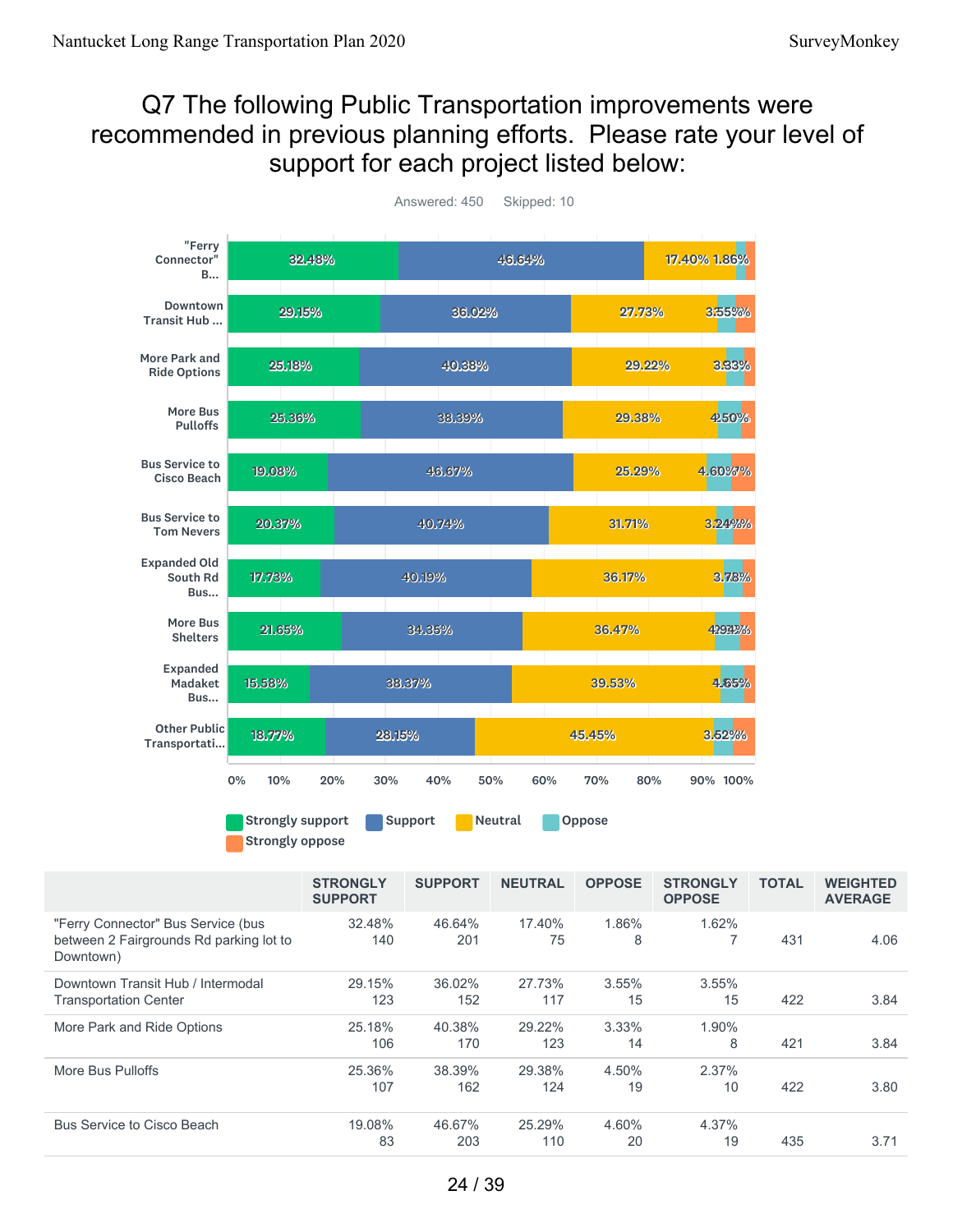# Q7 The following Public Transportation improvements were recommended in previous planning efforts. Please rate your level of support for each project listed below:

Answered: 450 Skipped: 10

| | STRONGLY SUPPORT | SUPPORT | NEUTRAL | OPPOSE | STRONGLY OPPOSE | TOTAL | WEIGHTED AVERAGE |
|---|---|---|---|---|---|---|---|
| "Ferry Connector" Bus Service (bus between 2 Fairgrounds Rd parking lot to Downtown) | 32.48% 140 | 46.64% 201 | 17.40% 75 | 1.86% 8 | 1.62% 7 | 431 | 4.06 |
| Downtown Transit Hub / Intermodal Transportation Center | 29.15% 123 | 36.02% 152 | 27.73% 117 | 3.55% 15 | 3.55% 15 | 422 | 3.84 |
| More Park and Ride Options | 25.18% 106 | 40.38% 170 | 29.22% 123 | 3.33% 14 | 1.90% 8 | 421 | 3.84 |
| More Bus Pulloffs | 25.36% 107 | 38.39% 162 | 29.38% 124 | 4.50% 19 | 2.37% 10 | 422 | 3.80 |
| Bus Service to Cisco Beach | 19.08% 83 | 46.67% 203 | 25.29% 110 | 4.60% 20 | 4.37% 19 | 435 | 3.71 |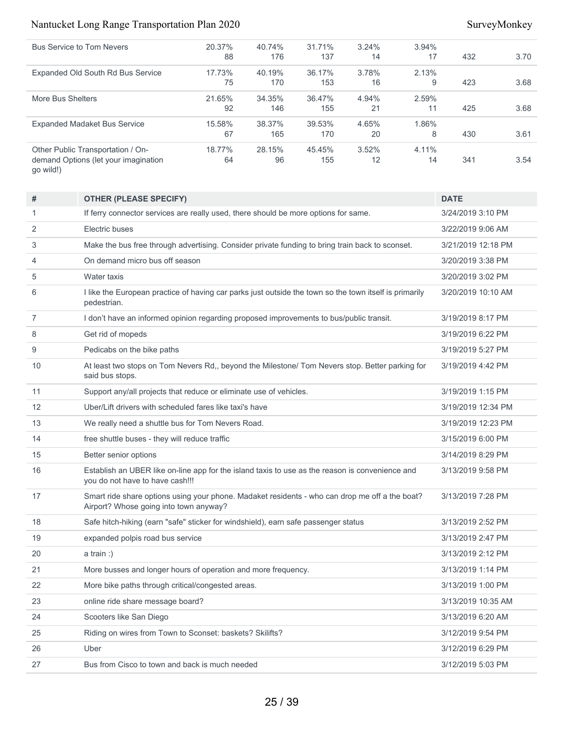| | | | | | | | |
|---|---|---|---|---|---|---|---|
| Bus Service to Tom Nevers | 20.37%<br>88 | 40.74%<br>176 | 31.71%<br>137 | 3.24%<br>14 | 3.94%<br>17 | 432 | 3.70 |
| Expanded Old South Rd Bus Service | 17.73%<br>75 | 40.19%<br>170 | 36.17%<br>153 | 3.78%<br>16 | 2.13%<br>9 | 423 | 3.68 |
| More Bus Shelters | 21.65%<br>92 | 34.35%<br>146 | 36.47%<br>155 | 4.94%<br>21 | 2.59%<br>11 | 425 | 3.68 |
| Expanded Madaket Bus Service | 15.58%<br>67 | 38.37%<br>165 | 39.53%<br>170 | 4.65%<br>20 | 1.86%<br>8 | 430 | 3.61 |
| Other Public Transportation / On-demand Options (let your imagination go wild!) | 18.77%<br>64 | 28.15%<br>96 | 45.45%<br>155 | 3.52%<br>12 | 4.11%<br>14 | 341 | 3.54 |

| # | OTHER (PLEASE SPECIFY) | DATE |
|---|---|---|
| 1 | If ferry connector services are really used, there should be more options for same. | 3/24/2019 3:10 PM |
| 2 | Electric buses | 3/22/2019 9:06 AM |
| 3 | Make the bus free through advertising. Consider private funding to bring train back to sconset. | 3/21/2019 12:18 PM |
| 4 | On demand micro bus off season | 3/20/2019 3:38 PM |
| 5 | Water taxis | 3/20/2019 3:02 PM |
| 6 | I like the European practice of having car parks just outside the town so the town itself is primarily pedestrian. | 3/20/2019 10:10 AM |
| 7 | I don't have an informed opinion regarding proposed improvements to bus/public transit. | 3/19/2019 8:17 PM |
| 8 | Get rid of mopeds | 3/19/2019 6:22 PM |
| 9 | Pedicabs on the bike paths | 3/19/2019 5:27 PM |
| 10 | At least two stops on Tom Nevers Rd,, beyond the Milestone/ Tom Nevers stop. Better parking for said bus stops. | 3/19/2019 4:42 PM |
| 11 | Support any/all projects that reduce or eliminate use of vehicles. | 3/19/2019 1:15 PM |
| 12 | Uber/Lift drivers with scheduled fares like taxi's have | 3/19/2019 12:34 PM |
| 13 | We really need a shuttle bus for Tom Nevers Road. | 3/19/2019 12:23 PM |
| 14 | free shuttle buses - they will reduce traffic | 3/15/2019 6:00 PM |
| 15 | Better senior options | 3/14/2019 8:29 PM |
| 16 | Establish an UBER like on-line app for the island taxis to use as the reason is convenience and you do not have to have cash!!! | 3/13/2019 9:58 PM |
| 17 | Smart ride share options using your phone. Madaket residents - who can drop me off a the boat? Airport? Whose going into town anyway? | 3/13/2019 7:28 PM |
| 18 | Safe hitch-hiking (earn "safe" sticker for windshield), earn safe passenger status | 3/13/2019 2:52 PM |
| 19 | expanded polpis road bus service | 3/13/2019 2:47 PM |
| 20 | a train :) | 3/13/2019 2:12 PM |
| 21 | More busses and longer hours of operation and more frequency. | 3/13/2019 1:14 PM |
| 22 | More bike paths through critical/congested areas. | 3/13/2019 1:00 PM |
| 23 | online ride share message board? | 3/13/2019 10:35 AM |
| 24 | Scooters like San Diego | 3/13/2019 6:20 AM |
| 25 | Riding on wires from Town to Sconset: baskets? Skilifts? | 3/12/2019 9:54 PM |
| 26 | Uber | 3/12/2019 6:29 PM |
| 27 | Bus from Cisco to town and back is much needed | 3/12/2019 5:03 PM |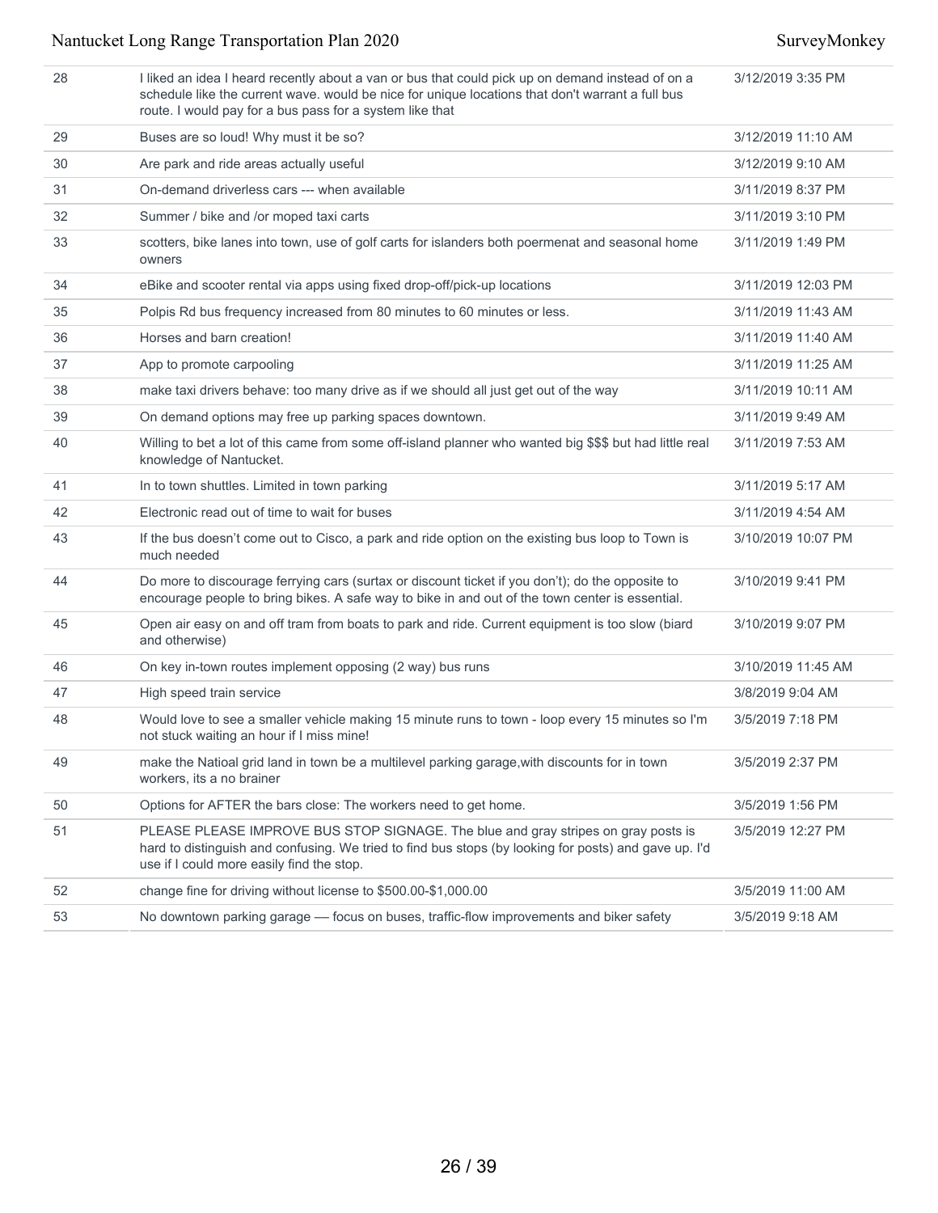| | | |
|---|---|---|
| 28 | I liked an idea I heard recently about a van or bus that could pick up on demand instead of on a schedule like the current wave. would be nice for unique locations that don't warrant a full bus route. I would pay for a bus pass for a system like that | 3/12/2019 3:35 PM |
| 29 | Buses are so loud! Why must it be so? | 3/12/2019 11:10 AM |
| 30 | Are park and ride areas actually useful | 3/12/2019 9:10 AM |
| 31 | On-demand driverless cars --- when available | 3/11/2019 8:37 PM |
| 32 | Summer / bike and /or moped taxi carts | 3/11/2019 3:10 PM |
| 33 | scotters, bike lanes into town, use of golf carts for islanders both poermenat and seasonal home owners | 3/11/2019 1:49 PM |
| 34 | eBike and scooter rental via apps using fixed drop-off/pick-up locations | 3/11/2019 12:03 PM |
| 35 | Polpis Rd bus frequency increased from 80 minutes to 60 minutes or less. | 3/11/2019 11:43 AM |
| 36 | Horses and barn creation! | 3/11/2019 11:40 AM |
| 37 | App to promote carpooling | 3/11/2019 11:25 AM |
| 38 | make taxi drivers behave: too many drive as if we should all just get out of the way | 3/11/2019 10:11 AM |
| 39 | On demand options may free up parking spaces downtown. | 3/11/2019 9:49 AM |
| 40 | Willing to bet a lot of this came from some off-island planner who wanted big $$$ but had little real knowledge of Nantucket. | 3/11/2019 7:53 AM |
| 41 | In to town shuttles. Limited in town parking | 3/11/2019 5:17 AM |
| 42 | Electronic read out of time to wait for buses | 3/11/2019 4:54 AM |
| 43 | If the bus doesn't come out to Cisco, a park and ride option on the existing bus loop to Town is much needed | 3/10/2019 10:07 PM |
| 44 | Do more to discourage ferrying cars (surtax or discount ticket if you don't); do the opposite to encourage people to bring bikes. A safe way to bike in and out of the town center is essential. | 3/10/2019 9:41 PM |
| 45 | Open air easy on and off tram from boats to park and ride. Current equipment is too slow (biard and otherwise) | 3/10/2019 9:07 PM |
| 46 | On key in-town routes implement opposing (2 way) bus runs | 3/10/2019 11:45 AM |
| 47 | High speed train service | 3/8/2019 9:04 AM |
| 48 | Would love to see a smaller vehicle making 15 minute runs to town - loop every 15 minutes so I'm not stuck waiting an hour if I miss mine! | 3/5/2019 7:18 PM |
| 49 | make the Natioal grid land in town be a multilevel parking garage,with discounts for in town workers, its a no brainer | 3/5/2019 2:37 PM |
| 50 | Options for AFTER the bars close: The workers need to get home. | 3/5/2019 1:56 PM |
| 51 | PLEASE PLEASE IMPROVE BUS STOP SIGNAGE. The blue and gray stripes on gray posts is hard to distinguish and confusing. We tried to find bus stops (by looking for posts) and gave up. I'd use if I could more easily find the stop. | 3/5/2019 12:27 PM |
| 52 | change fine for driving without license to $500.00-$1,000.00 | 3/5/2019 11:00 AM |
| 53 | No downtown parking garage — focus on buses, traffic-flow improvements and biker safety | 3/5/2019 9:18 AM |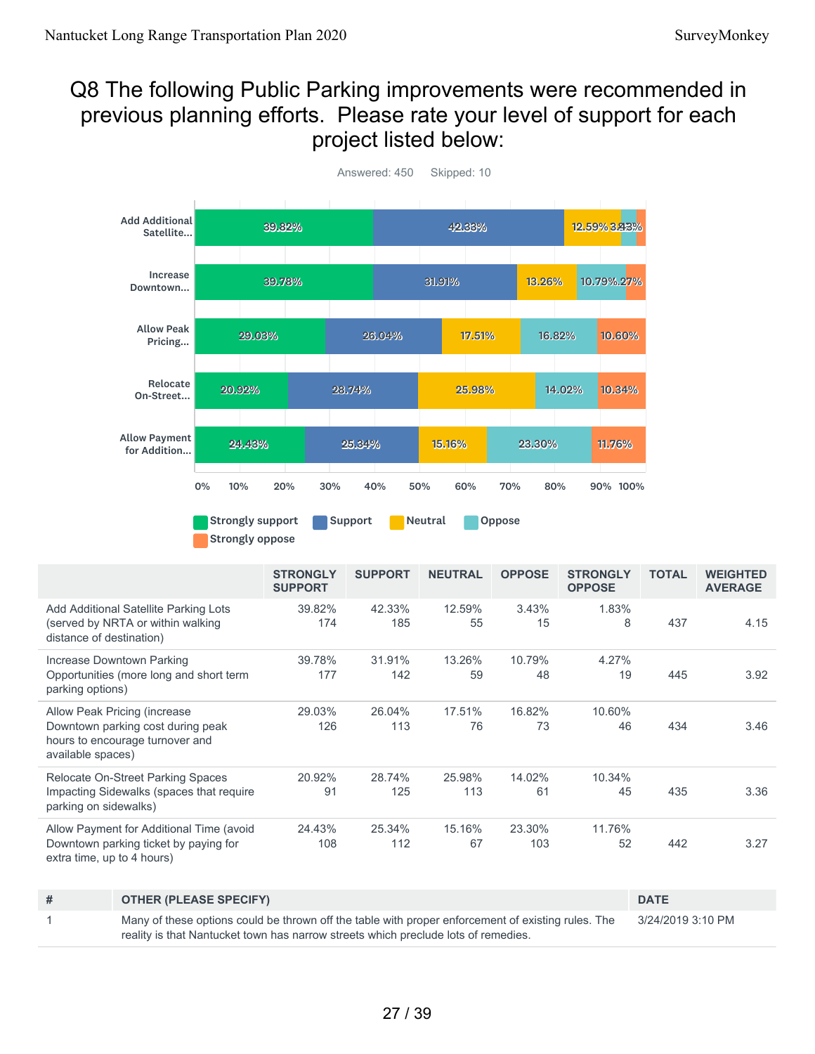# Q8 The following Public Parking improvements were recommended in previous planning efforts. Please rate your level of support for each project listed below:

Answered: 450 Skipped: 10

| | STRONGLY SUPPORT | SUPPORT | NEUTRAL | OPPOSE | STRONGLY OPPOSE | TOTAL | WEIGHTED AVERAGE |
|---|---|---|---|---|---|---|---|
| Add Additional Satellite Parking Lots (served by NRTA or within walking distance of destination) | 39.82% 174 | 42.33% 185 | 12.59% 55 | 3.43% 15 | 1.83% 8 | 437 | 4.15 |
| Increase Downtown Parking Opportunities (more long and short term parking options) | 39.78% 177 | 31.91% 142 | 13.26% 59 | 10.79% 48 | 4.27% 19 | 445 | 3.92 |
| Allow Peak Pricing (increase Downtown parking cost during peak hours to encourage turnover and available spaces) | 29.03% 126 | 26.04% 113 | 17.51% 76 | 16.82% 73 | 10.60% 46 | 434 | 3.46 |
| Relocate On-Street Parking Spaces Impacting Sidewalks (spaces that require parking on sidewalks) | 20.92% 91 | 28.74% 125 | 25.98% 113 | 14.02% 61 | 10.34% 45 | 435 | 3.36 |
| Allow Payment for Additional Time (avoid Downtown parking ticket by paying for extra time, up to 4 hours) | 24.43% 108 | 25.34% 112 | 15.16% 67 | 23.30% 103 | 11.76% 52 | 442 | 3.27 |

| # | OTHER (PLEASE SPECIFY) | DATE |
|---|---|---|
| 1 | Many of these options could be thrown off the table with proper enforcement of existing rules. The reality is that Nantucket town has narrow streets which preclude lots of remedies. | 3/24/2019 3:10 PM |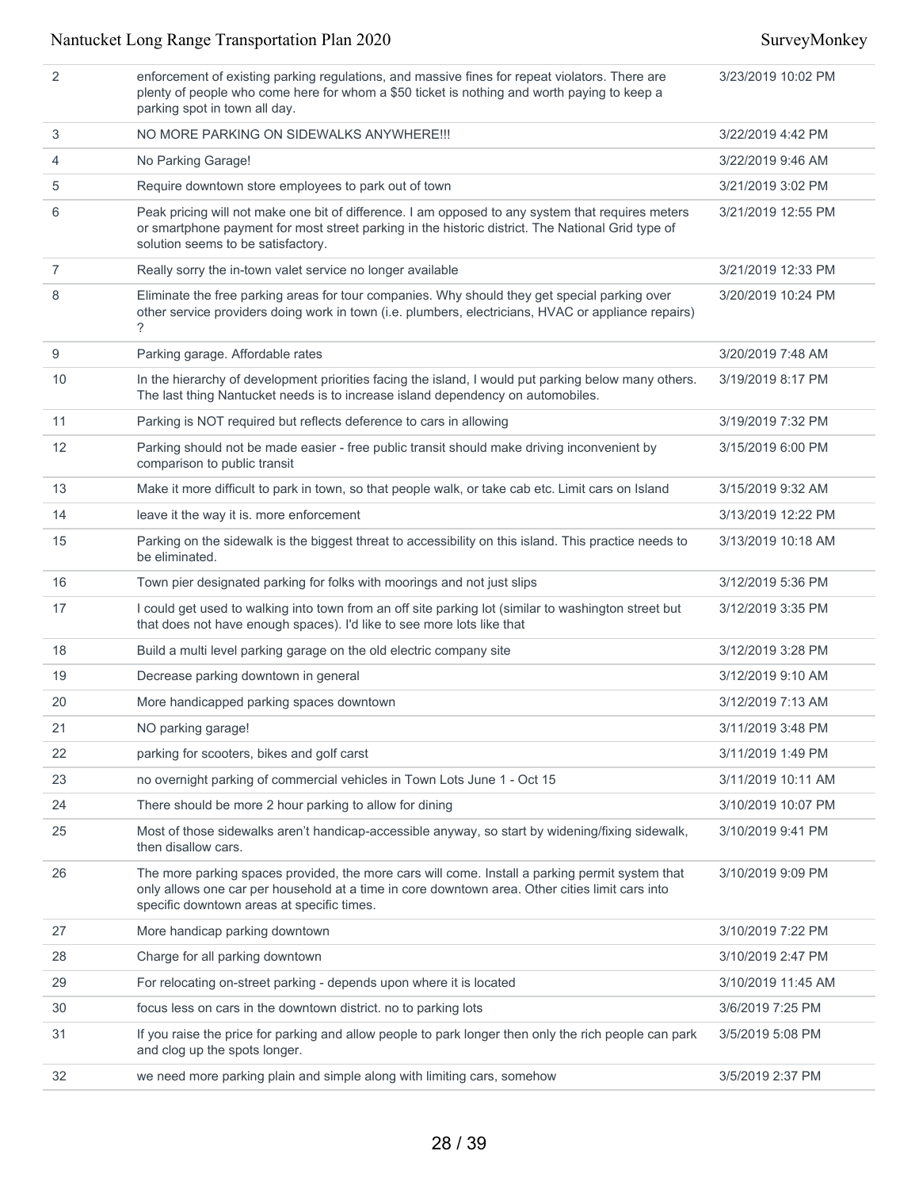| 2 | enforcement of existing parking regulations, and massive fines for repeat violators. There are plenty of people who come here for whom a $50 ticket is nothing and worth paying to keep a parking spot in town all day. | 3/23/2019 10:02 PM |
|---|---|---|
| 3 | NO MORE PARKING ON SIDEWALKS ANYWHERE!!! | 3/22/2019 4:42 PM |
| 4 | No Parking Garage! | 3/22/2019 9:46 AM |
| 5 | Require downtown store employees to park out of town | 3/21/2019 3:02 PM |
| 6 | Peak pricing will not make one bit of difference. I am opposed to any system that requires meters or smartphone payment for most street parking in the historic district. The National Grid type of solution seems to be satisfactory. | 3/21/2019 12:55 PM |
| 7 | Really sorry the in-town valet service no longer available | 3/21/2019 12:33 PM |
| 8 | Eliminate the free parking areas for tour companies. Why should they get special parking over other service providers doing work in town (i.e. plumbers, electricians, HVAC or appliance repairs) ? | 3/20/2019 10:24 PM |
| 9 | Parking garage. Affordable rates | 3/20/2019 7:48 AM |
| 10 | In the hierarchy of development priorities facing the island, I would put parking below many others. The last thing Nantucket needs is to increase island dependency on automobiles. | 3/19/2019 8:17 PM |
| 11 | Parking is NOT required but reflects deference to cars in allowing | 3/19/2019 7:32 PM |
| 12 | Parking should not be made easier - free public transit should make driving inconvenient by comparison to public transit | 3/15/2019 6:00 PM |
| 13 | Make it more difficult to park in town, so that people walk, or take cab etc. Limit cars on Island | 3/15/2019 9:32 AM |
| 14 | leave it the way it is. more enforcement | 3/13/2019 12:22 PM |
| 15 | Parking on the sidewalk is the biggest threat to accessibility on this island. This practice needs to be eliminated. | 3/13/2019 10:18 AM |
| 16 | Town pier designated parking for folks with moorings and not just slips | 3/12/2019 5:36 PM |
| 17 | I could get used to walking into town from an off site parking lot (similar to washington street but that does not have enough spaces). I'd like to see more lots like that | 3/12/2019 3:35 PM |
| 18 | Build a multi level parking garage on the old electric company site | 3/12/2019 3:28 PM |
| 19 | Decrease parking downtown in general | 3/12/2019 9:10 AM |
| 20 | More handicapped parking spaces downtown | 3/12/2019 7:13 AM |
| 21 | NO parking garage! | 3/11/2019 3:48 PM |
| 22 | parking for scooters, bikes and golf carst | 3/11/2019 1:49 PM |
| 23 | no overnight parking of commercial vehicles in Town Lots June 1 - Oct 15 | 3/11/2019 10:11 AM |
| 24 | There should be more 2 hour parking to allow for dining | 3/10/2019 10:07 PM |
| 25 | Most of those sidewalks aren't handicap-accessible anyway, so start by widening/fixing sidewalk, then disallow cars. | 3/10/2019 9:41 PM |
| 26 | The more parking spaces provided, the more cars will come. Install a parking permit system that only allows one car per household at a time in core downtown area. Other cities limit cars into specific downtown areas at specific times. | 3/10/2019 9:09 PM |
| 27 | More handicap parking downtown | 3/10/2019 7:22 PM |
| 28 | Charge for all parking downtown | 3/10/2019 2:47 PM |
| 29 | For relocating on-street parking - depends upon where it is located | 3/10/2019 11:45 AM |
| 30 | focus less on cars in the downtown district. no to parking lots | 3/6/2019 7:25 PM |
| 31 | If you raise the price for parking and allow people to park longer then only the rich people can park and clog up the spots longer. | 3/5/2019 5:08 PM |
| 32 | we need more parking plain and simple along with limiting cars, somehow | 3/5/2019 2:37 PM |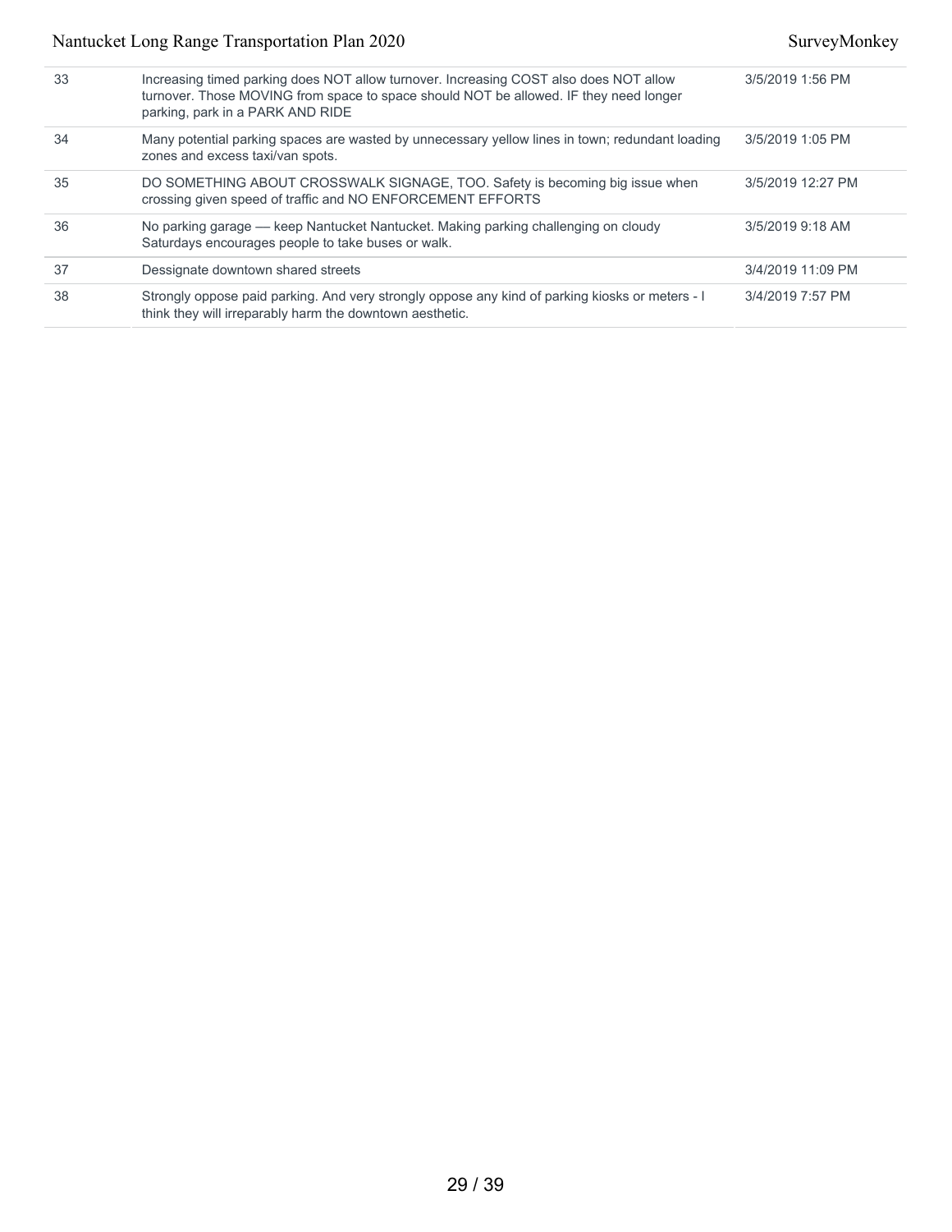| 33 | Increasing timed parking does NOT allow turnover. Increasing COST also does NOT allow turnover. Those MOVING from space to space should NOT be allowed. IF they need longer parking, park in a PARK AND RIDE | 3/5/2019 1:56 PM |
|---|---|---|
| 34 | Many potential parking spaces are wasted by unnecessary yellow lines in town; redundant loading zones and excess taxi/van spots. | 3/5/2019 1:05 PM |
| 35 | DO SOMETHING ABOUT CROSSWALK SIGNAGE, TOO. Safety is becoming big issue when crossing given speed of traffic and NO ENFORCEMENT EFFORTS | 3/5/2019 12:27 PM |
| 36 | No parking garage — keep Nantucket Nantucket. Making parking challenging on cloudy Saturdays encourages people to take buses or walk. | 3/5/2019 9:18 AM |
| 37 | Dessignate downtown shared streets | 3/4/2019 11:09 PM |
| 38 | Strongly oppose paid parking. And very strongly oppose any kind of parking kiosks or meters - I think they will irreparably harm the downtown aesthetic. | 3/4/2019 7:57 PM |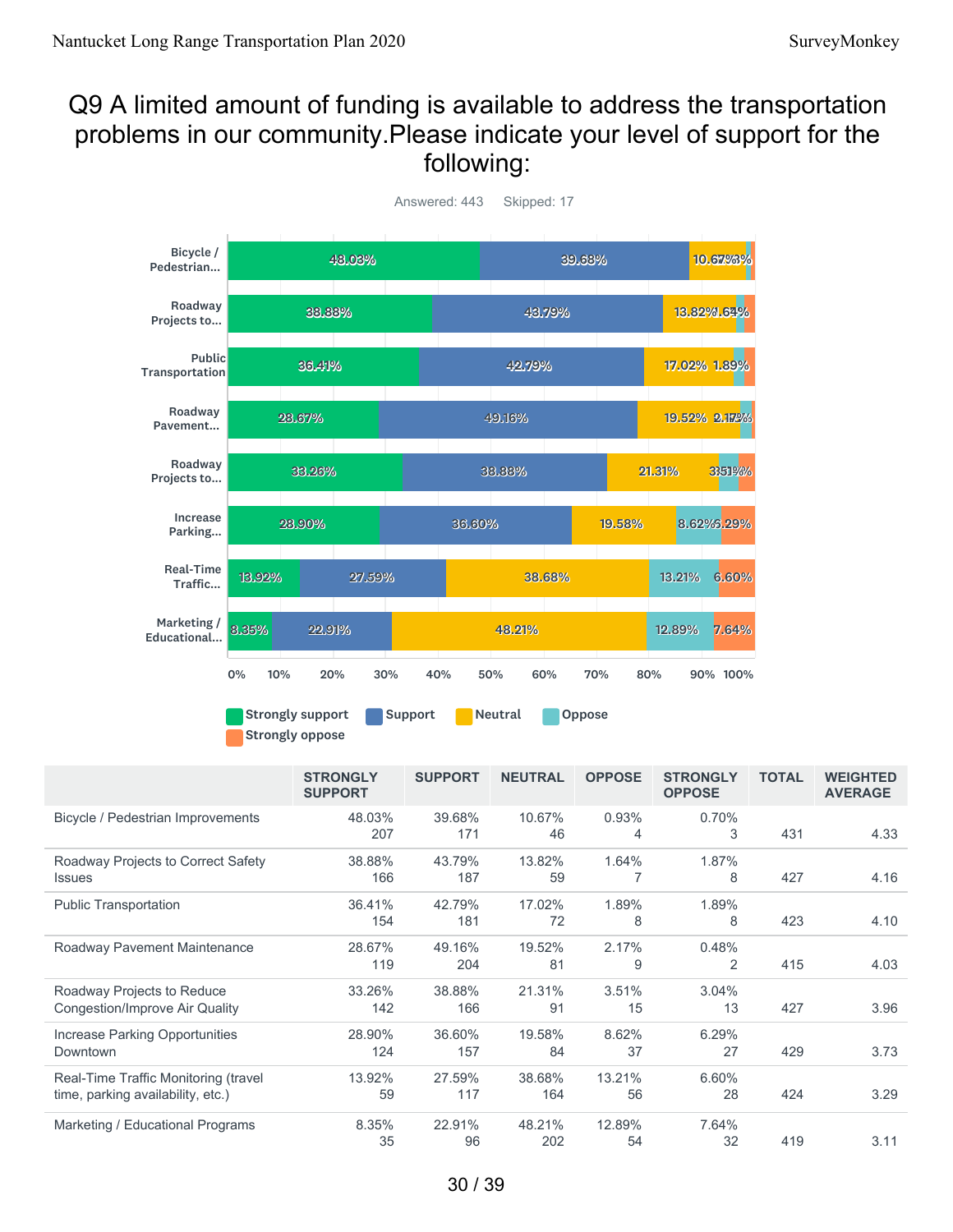# Q9 A limited amount of funding is available to address the transportation problems in our community.Please indicate your level of support for the following:

Answered: 443 Skipped: 17

|  | STRONGLY SUPPORT | SUPPORT | NEUTRAL | OPPOSE | STRONGLY OPPOSE | TOTAL | WEIGHTED AVERAGE |
|---|---|---|---|---|---|---|---|
| Bicycle / Pedestrian Improvements | 48.03% 207 | 39.68% 171 | 10.67% 46 | 0.93% 4 | 0.70% 3 | 431 | 4.33 |
| Roadway Projects to Correct Safety Issues | 38.88% 166 | 43.79% 187 | 13.82% 59 | 1.64% 7 | 1.87% 8 | 427 | 4.16 |
| Public Transportation | 36.41% 154 | 42.79% 181 | 17.02% 72 | 1.89% 8 | 1.89% 8 | 423 | 4.10 |
| Roadway Pavement Maintenance | 28.67% 119 | 49.16% 204 | 19.52% 81 | 2.17% 9 | 0.48% 2 | 415 | 4.03 |
| Roadway Projects to Reduce Congestion/Improve Air Quality | 33.26% 142 | 38.88% 166 | 21.31% 91 | 3.51% 15 | 3.04% 13 | 427 | 3.96 |
| Increase Parking Opportunities Downtown | 28.90% 124 | 36.60% 157 | 19.58% 84 | 8.62% 37 | 6.29% 27 | 429 | 3.73 |
| Real-Time Traffic Monitoring (travel time, parking availability, etc.) | 13.92% 59 | 27.59% 117 | 38.68% 164 | 13.21% 56 | 6.60% 28 | 424 | 3.29 |
| Marketing / Educational Programs | 8.35% 35 | 22.91% 96 | 48.21% 202 | 12.89% 54 | 7.64% 32 | 419 | 3.11 |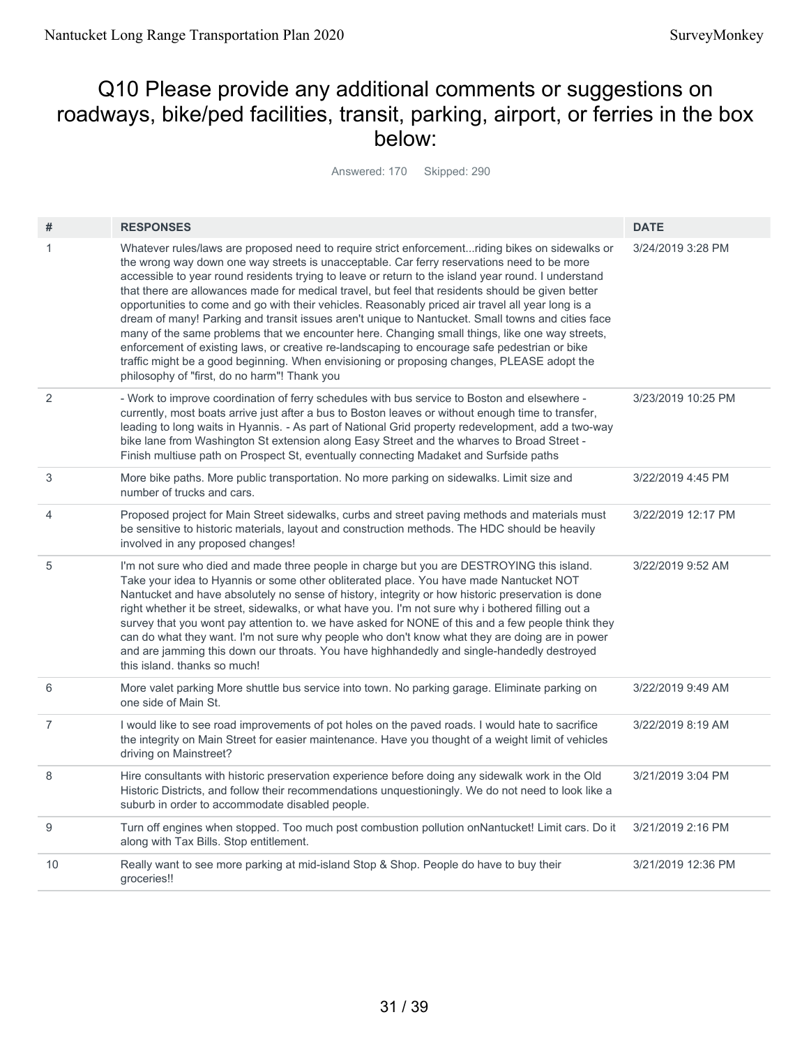## Q10 Please provide any additional comments or suggestions on roadways, bike/ped facilities, transit, parking, airport, or ferries in the box below:

Answered: 170 Skipped: 290

| # | RESPONSES | DATE |
|---|---|---|
| 1 | Whatever rules/laws are proposed need to require strict enforcement...riding bikes on sidewalks or the wrong way down one way streets is unacceptable. Car ferry reservations need to be more accessible to year round residents trying to leave or return to the island year round. I understand that there are allowances made for medical travel, but feel that residents should be given better opportunities to come and go with their vehicles. Reasonably priced air travel all year long is a dream of many! Parking and transit issues aren't unique to Nantucket. Small towns and cities face many of the same problems that we encounter here. Changing small things, like one way streets, enforcement of existing laws, or creative re-landscaping to encourage safe pedestrian or bike traffic might be a good beginning. When envisioning or proposing changes, PLEASE adopt the philosophy of "first, do no harm"! Thank you | 3/24/2019 3:28 PM |
| 2 | - Work to improve coordination of ferry schedules with bus service to Boston and elsewhere - currently, most boats arrive just after a bus to Boston leaves or without enough time to transfer, leading to long waits in Hyannis. - As part of National Grid property redevelopment, add a two-way bike lane from Washington St extension along Easy Street and the wharves to Broad Street - Finish multiuse path on Prospect St, eventually connecting Madaket and Surfside paths | 3/23/2019 10:25 PM |
| 3 | More bike paths. More public transportation. No more parking on sidewalks. Limit size and number of trucks and cars. | 3/22/2019 4:45 PM |
| 4 | Proposed project for Main Street sidewalks, curbs and street paving methods and materials must be sensitive to historic materials, layout and construction methods. The HDC should be heavily involved in any proposed changes! | 3/22/2019 12:17 PM |
| 5 | I'm not sure who died and made three people in charge but you are DESTROYING this island. Take your idea to Hyannis or some other obliterated place. You have made Nantucket NOT Nantucket and have absolutely no sense of history, integrity or how historic preservation is done right whether it be street, sidewalks, or what have you. I'm not sure why i bothered filling out a survey that you wont pay attention to. we have asked for NONE of this and a few people think they can do what they want. I'm not sure why people who don't know what they are doing are in power and are jamming this down our throats. You have highhandedly and single-handedly destroyed this island. thanks so much! | 3/22/2019 9:52 AM |
| 6 | More valet parking More shuttle bus service into town. No parking garage. Eliminate parking on one side of Main St. | 3/22/2019 9:49 AM |
| 7 | I would like to see road improvements of pot holes on the paved roads. I would hate to sacrifice the integrity on Main Street for easier maintenance. Have you thought of a weight limit of vehicles driving on Mainstreet? | 3/22/2019 8:19 AM |
| 8 | Hire consultants with historic preservation experience before doing any sidewalk work in the Old Historic Districts, and follow their recommendations unquestioningly. We do not need to look like a suburb in order to accommodate disabled people. | 3/21/2019 3:04 PM |
| 9 | Turn off engines when stopped. Too much post combustion pollution onNantucket! Limit cars. Do it along with Tax Bills. Stop entitlement. | 3/21/2019 2:16 PM |
| 10 | Really want to see more parking at mid-island Stop & Shop. People do have to buy their groceries!! | 3/21/2019 12:36 PM |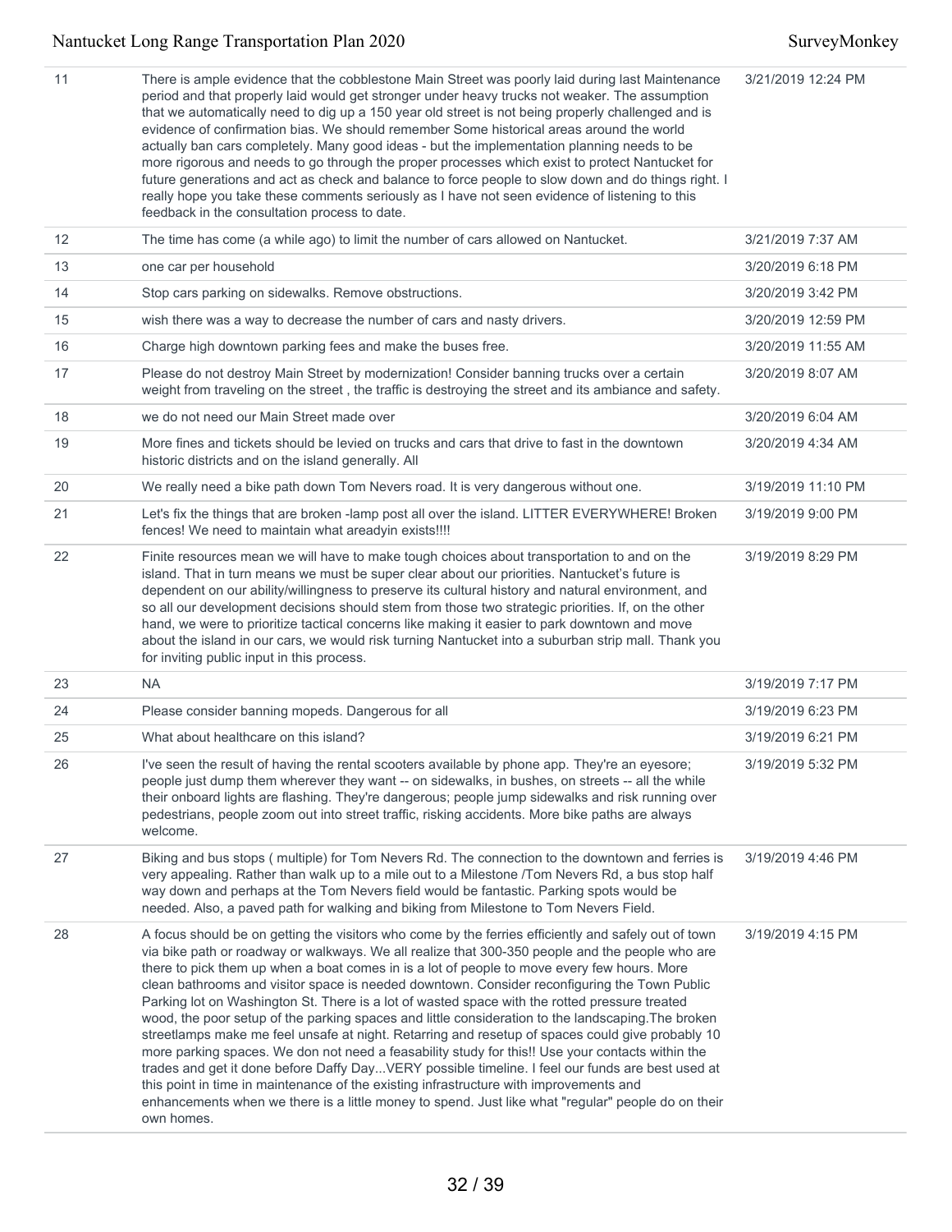| | | |
|---|---|---|
| 11 | There is ample evidence that the cobblestone Main Street was poorly laid during last Maintenance period and that properly laid would get stronger under heavy trucks not weaker. The assumption that we automatically need to dig up a 150 year old street is not being properly challenged and is evidence of confirmation bias. We should remember Some historical areas around the world actually ban cars completely. Many good ideas - but the implementation planning needs to be more rigorous and needs to go through the proper processes which exist to protect Nantucket for future generations and act as check and balance to force people to slow down and do things right. I really hope you take these comments seriously as I have not seen evidence of listening to this feedback in the consultation process to date. | 3/21/2019 12:24 PM |
| 12 | The time has come (a while ago) to limit the number of cars allowed on Nantucket. | 3/21/2019 7:37 AM |
| 13 | one car per household | 3/20/2019 6:18 PM |
| 14 | Stop cars parking on sidewalks. Remove obstructions. | 3/20/2019 3:42 PM |
| 15 | wish there was a way to decrease the number of cars and nasty drivers. | 3/20/2019 12:59 PM |
| 16 | Charge high downtown parking fees and make the buses free. | 3/20/2019 11:55 AM |
| 17 | Please do not destroy Main Street by modernization! Consider banning trucks over a certain weight from traveling on the street , the traffic is destroying the street and its ambiance and safety. | 3/20/2019 8:07 AM |
| 18 | we do not need our Main Street made over | 3/20/2019 6:04 AM |
| 19 | More fines and tickets should be levied on trucks and cars that drive to fast in the downtown historic districts and on the island generally. All | 3/20/2019 4:34 AM |
| 20 | We really need a bike path down Tom Nevers road. It is very dangerous without one. | 3/19/2019 11:10 PM |
| 21 | Let's fix the things that are broken -lamp post all over the island. LITTER EVERYWHERE! Broken fences! We need to maintain what areadyin exists!!!! | 3/19/2019 9:00 PM |
| 22 | Finite resources mean we will have to make tough choices about transportation to and on the island. That in turn means we must be super clear about our priorities. Nantucket's future is dependent on our ability/willingness to preserve its cultural history and natural environment, and so all our development decisions should stem from those two strategic priorities. If, on the other hand, we were to prioritize tactical concerns like making it easier to park downtown and move about the island in our cars, we would risk turning Nantucket into a suburban strip mall. Thank you for inviting public input in this process. | 3/19/2019 8:29 PM |
| 23 | NA | 3/19/2019 7:17 PM |
| 24 | Please consider banning mopeds. Dangerous for all | 3/19/2019 6:23 PM |
| 25 | What about healthcare on this island? | 3/19/2019 6:21 PM |
| 26 | I've seen the result of having the rental scooters available by phone app. They're an eyesore; people just dump them wherever they want -- on sidewalks, in bushes, on streets -- all the while their onboard lights are flashing. They're dangerous; people jump sidewalks and risk running over pedestrians, people zoom out into street traffic, risking accidents. More bike paths are always welcome. | 3/19/2019 5:32 PM |
| 27 | Biking and bus stops ( multiple) for Tom Nevers Rd. The connection to the downtown and ferries is very appealing. Rather than walk up to a mile out to a Milestone /Tom Nevers Rd, a bus stop half way down and perhaps at the Tom Nevers field would be fantastic. Parking spots would be needed. Also, a paved path for walking and biking from Milestone to Tom Nevers Field. | 3/19/2019 4:46 PM |
| 28 | A focus should be on getting the visitors who come by the ferries efficiently and safely out of town via bike path or roadway or walkways. We all realize that 300-350 people and the people who are there to pick them up when a boat comes in is a lot of people to move every few hours. More clean bathrooms and visitor space is needed downtown. Consider reconfiguring the Town Public Parking lot on Washington St. There is a lot of wasted space with the rotted pressure treated wood, the poor setup of the parking spaces and little consideration to the landscaping.The broken streetlamps make me feel unsafe at night. Retarring and resetup of spaces could give probably 10 more parking spaces. We don not need a feasability study for this!! Use your contacts within the trades and get it done before Daffy Day...VERY possible timeline. I feel our funds are best used at this point in time in maintenance of the existing infrastructure with improvements and enhancements when we there is a little money to spend. Just like what "regular" people do on their own homes. | 3/19/2019 4:15 PM |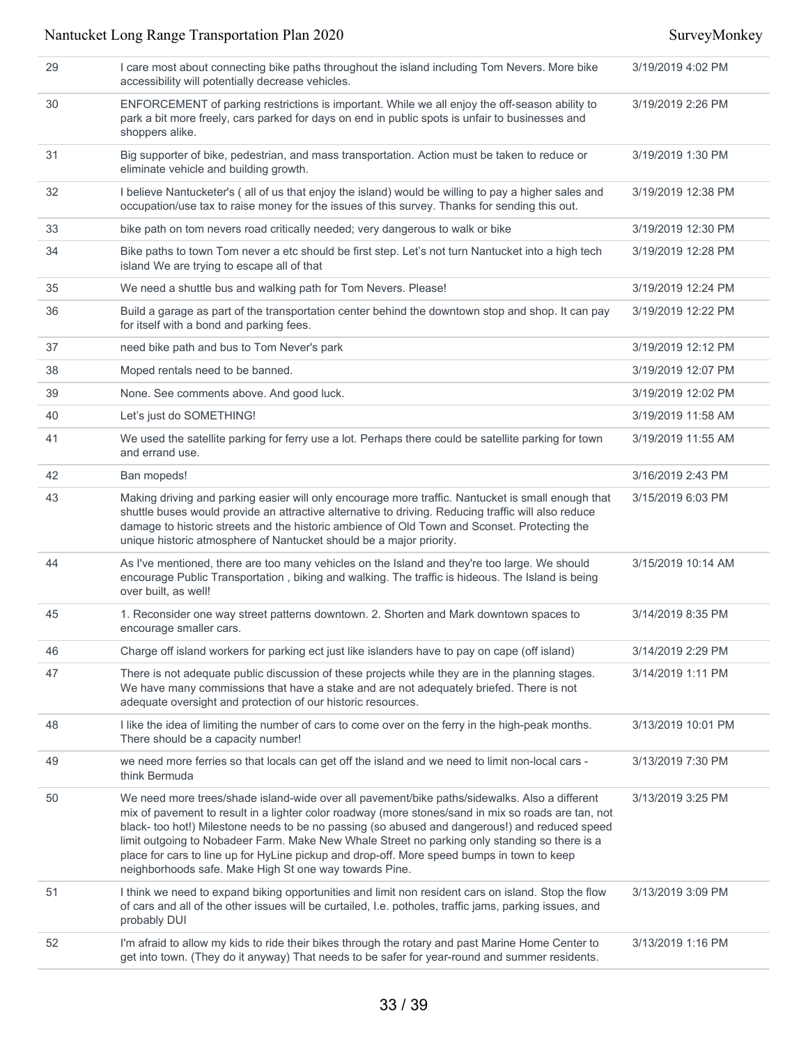| | | |
|---|---|---|
| 29 | I care most about connecting bike paths throughout the island including Tom Nevers. More bike accessibility will potentially decrease vehicles. | 3/19/2019 4:02 PM |
| 30 | ENFORCEMENT of parking restrictions is important. While we all enjoy the off-season ability to park a bit more freely, cars parked for days on end in public spots is unfair to businesses and shoppers alike. | 3/19/2019 2:26 PM |
| 31 | Big supporter of bike, pedestrian, and mass transportation. Action must be taken to reduce or eliminate vehicle and building growth. | 3/19/2019 1:30 PM |
| 32 | I believe Nantucketer's ( all of us that enjoy the island) would be willing to pay a higher sales and occupation/use tax to raise money for the issues of this survey. Thanks for sending this out. | 3/19/2019 12:38 PM |
| 33 | bike path on tom nevers road critically needed; very dangerous to walk or bike | 3/19/2019 12:30 PM |
| 34 | Bike paths to town Tom never a etc should be first step. Let's not turn Nantucket into a high tech island We are trying to escape all of that | 3/19/2019 12:28 PM |
| 35 | We need a shuttle bus and walking path for Tom Nevers. Please! | 3/19/2019 12:24 PM |
| 36 | Build a garage as part of the transportation center behind the downtown stop and shop. It can pay for itself with a bond and parking fees. | 3/19/2019 12:22 PM |
| 37 | need bike path and bus to Tom Never's park | 3/19/2019 12:12 PM |
| 38 | Moped rentals need to be banned. | 3/19/2019 12:07 PM |
| 39 | None. See comments above. And good luck. | 3/19/2019 12:02 PM |
| 40 | Let's just do SOMETHING! | 3/19/2019 11:58 AM |
| 41 | We used the satellite parking for ferry use a lot. Perhaps there could be satellite parking for town and errand use. | 3/19/2019 11:55 AM |
| 42 | Ban mopeds! | 3/16/2019 2:43 PM |
| 43 | Making driving and parking easier will only encourage more traffic. Nantucket is small enough that shuttle buses would provide an attractive alternative to driving. Reducing traffic will also reduce damage to historic streets and the historic ambience of Old Town and Sconset. Protecting the unique historic atmosphere of Nantucket should be a major priority. | 3/15/2019 6:03 PM |
| 44 | As I've mentioned, there are too many vehicles on the Island and they're too large. We should encourage Public Transportation , biking and walking. The traffic is hideous. The Island is being over built, as well! | 3/15/2019 10:14 AM |
| 45 | 1. Reconsider one way street patterns downtown. 2. Shorten and Mark downtown spaces to encourage smaller cars. | 3/14/2019 8:35 PM |
| 46 | Charge off island workers for parking ect just like islanders have to pay on cape (off island) | 3/14/2019 2:29 PM |
| 47 | There is not adequate public discussion of these projects while they are in the planning stages. We have many commissions that have a stake and are not adequately briefed. There is not adequate oversight and protection of our historic resources. | 3/14/2019 1:11 PM |
| 48 | I like the idea of limiting the number of cars to come over on the ferry in the high-peak months. There should be a capacity number! | 3/13/2019 10:01 PM |
| 49 | we need more ferries so that locals can get off the island and we need to limit non-local cars - think Bermuda | 3/13/2019 7:30 PM |
| 50 | We need more trees/shade island-wide over all pavement/bike paths/sidewalks. Also a different mix of pavement to result in a lighter color roadway (more stones/sand in mix so roads are tan, not black- too hot!) Milestone needs to be no passing (so abused and dangerous!) and reduced speed limit outgoing to Nobadeer Farm. Make New Whale Street no parking only standing so there is a place for cars to line up for HyLine pickup and drop-off. More speed bumps in town to keep neighborhoods safe. Make High St one way towards Pine. | 3/13/2019 3:25 PM |
| 51 | I think we need to expand biking opportunities and limit non resident cars on island. Stop the flow of cars and all of the other issues will be curtailed, I.e. potholes, traffic jams, parking issues, and probably DUI | 3/13/2019 3:09 PM |
| 52 | I'm afraid to allow my kids to ride their bikes through the rotary and past Marine Home Center to get into town. (They do it anyway) That needs to be safer for year-round and summer residents. | 3/13/2019 1:16 PM |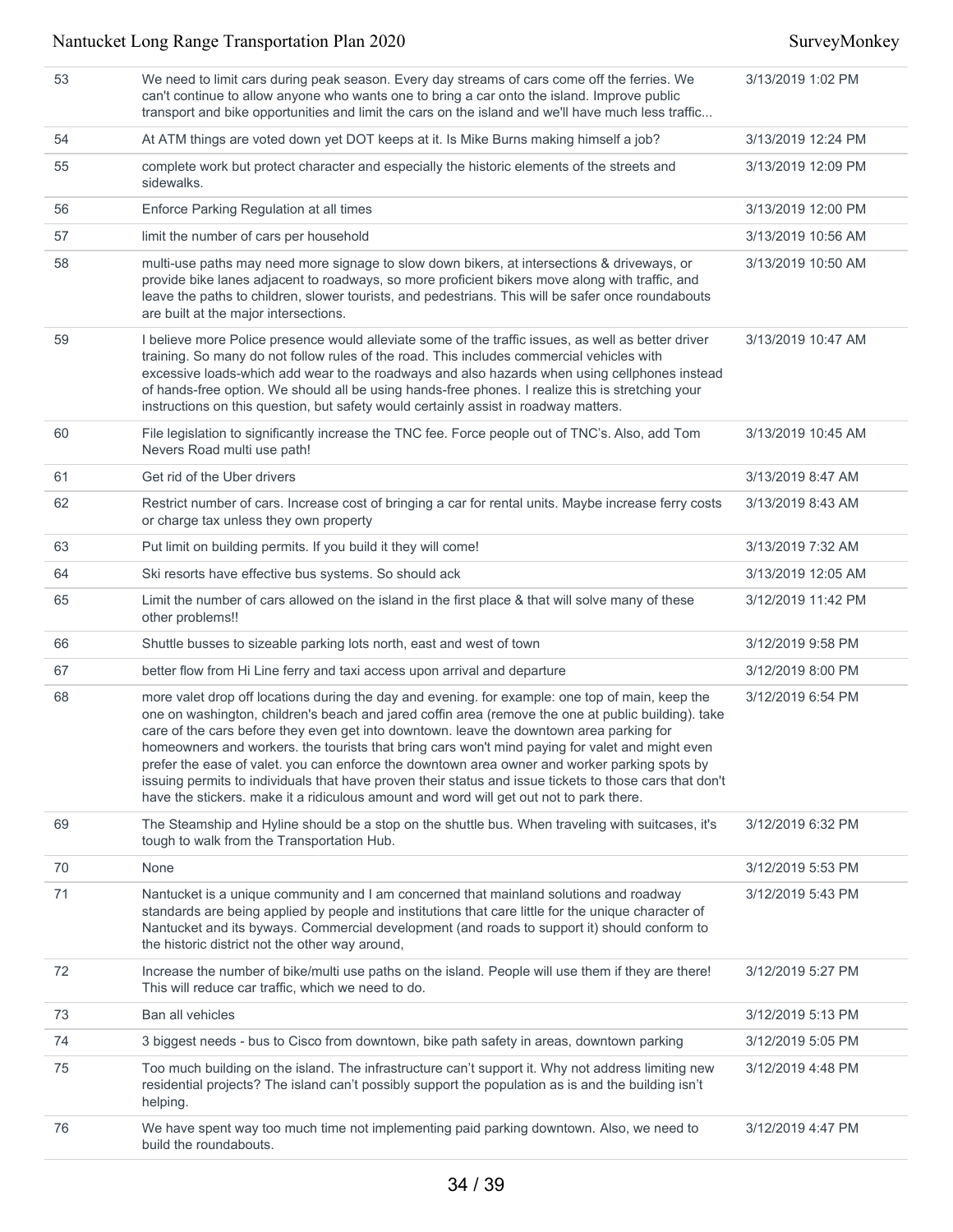| | | |
|---|---|---|
| 53 | We need to limit cars during peak season. Every day streams of cars come off the ferries. We can't continue to allow anyone who wants one to bring a car onto the island. Improve public transport and bike opportunities and limit the cars on the island and we'll have much less traffic... | 3/13/2019 1:02 PM |
| 54 | At ATM things are voted down yet DOT keeps at it. Is Mike Burns making himself a job? | 3/13/2019 12:24 PM |
| 55 | complete work but protect character and especially the historic elements of the streets and sidewalks. | 3/13/2019 12:09 PM |
| 56 | Enforce Parking Regulation at all times | 3/13/2019 12:00 PM |
| 57 | limit the number of cars per household | 3/13/2019 10:56 AM |
| 58 | multi-use paths may need more signage to slow down bikers, at intersections & driveways, or provide bike lanes adjacent to roadways, so more proficient bikers move along with traffic, and leave the paths to children, slower tourists, and pedestrians. This will be safer once roundabouts are built at the major intersections. | 3/13/2019 10:50 AM |
| 59 | I believe more Police presence would alleviate some of the traffic issues, as well as better driver training. So many do not follow rules of the road. This includes commercial vehicles with excessive loads-which add wear to the roadways and also hazards when using cellphones instead of hands-free option. We should all be using hands-free phones. I realize this is stretching your instructions on this question, but safety would certainly assist in roadway matters. | 3/13/2019 10:47 AM |
| 60 | File legislation to significantly increase the TNC fee. Force people out of TNC's. Also, add Tom Nevers Road multi use path! | 3/13/2019 10:45 AM |
| 61 | Get rid of the Uber drivers | 3/13/2019 8:47 AM |
| 62 | Restrict number of cars. Increase cost of bringing a car for rental units. Maybe increase ferry costs or charge tax unless they own property | 3/13/2019 8:43 AM |
| 63 | Put limit on building permits. If you build it they will come! | 3/13/2019 7:32 AM |
| 64 | Ski resorts have effective bus systems. So should ack | 3/13/2019 12:05 AM |
| 65 | Limit the number of cars allowed on the island in the first place & that will solve many of these other problems!! | 3/12/2019 11:42 PM |
| 66 | Shuttle busses to sizeable parking lots north, east and west of town | 3/12/2019 9:58 PM |
| 67 | better flow from Hi Line ferry and taxi access upon arrival and departure | 3/12/2019 8:00 PM |
| 68 | more valet drop off locations during the day and evening. for example: one top of main, keep the one on washington, children's beach and jared coffin area (remove the one at public building). take care of the cars before they even get into downtown. leave the downtown area parking for homeowners and workers. the tourists that bring cars won't mind paying for valet and might even prefer the ease of valet. you can enforce the downtown area owner and worker parking spots by issuing permits to individuals that have proven their status and issue tickets to those cars that don't have the stickers. make it a ridiculous amount and word will get out not to park there. | 3/12/2019 6:54 PM |
| 69 | The Steamship and Hyline should be a stop on the shuttle bus. When traveling with suitcases, it's tough to walk from the Transportation Hub. | 3/12/2019 6:32 PM |
| 70 | None | 3/12/2019 5:53 PM |
| 71 | Nantucket is a unique community and I am concerned that mainland solutions and roadway standards are being applied by people and institutions that care little for the unique character of Nantucket and its byways. Commercial development (and roads to support it) should conform to the historic district not the other way around, | 3/12/2019 5:43 PM |
| 72 | Increase the number of bike/multi use paths on the island. People will use them if they are there! This will reduce car traffic, which we need to do. | 3/12/2019 5:27 PM |
| 73 | Ban all vehicles | 3/12/2019 5:13 PM |
| 74 | 3 biggest needs - bus to Cisco from downtown, bike path safety in areas, downtown parking | 3/12/2019 5:05 PM |
| 75 | Too much building on the island. The infrastructure can't support it. Why not address limiting new residential projects? The island can't possibly support the population as is and the building isn't helping. | 3/12/2019 4:48 PM |
| 76 | We have spent way too much time not implementing paid parking downtown. Also, we need to build the roundabouts. | 3/12/2019 4:47 PM |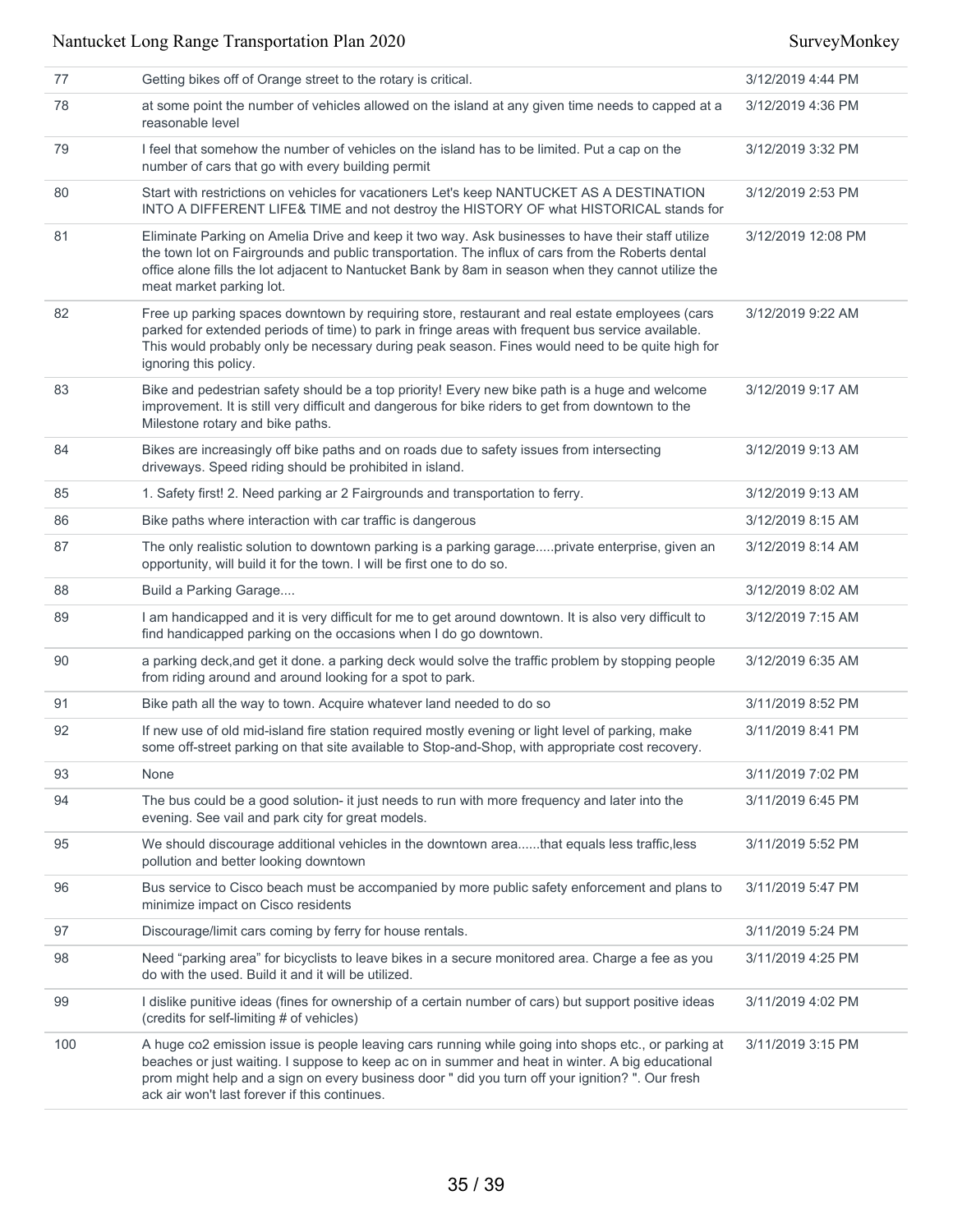| | | |
|---|---|---|
| 77 | Getting bikes off of Orange street to the rotary is critical. | 3/12/2019 4:44 PM |
| 78 | at some point the number of vehicles allowed on the island at any given time needs to capped at a reasonable level | 3/12/2019 4:36 PM |
| 79 | I feel that somehow the number of vehicles on the island has to be limited. Put a cap on the number of cars that go with every building permit | 3/12/2019 3:32 PM |
| 80 | Start with restrictions on vehicles for vacationers Let's keep NANTUCKET AS A DESTINATION INTO A DIFFERENT LIFE& TIME and not destroy the HISTORY OF what HISTORICAL stands for | 3/12/2019 2:53 PM |
| 81 | Eliminate Parking on Amelia Drive and keep it two way. Ask businesses to have their staff utilize the town lot on Fairgrounds and public transportation. The influx of cars from the Roberts dental office alone fills the lot adjacent to Nantucket Bank by 8am in season when they cannot utilize the meat market parking lot. | 3/12/2019 12:08 PM |
| 82 | Free up parking spaces downtown by requiring store, restaurant and real estate employees (cars parked for extended periods of time) to park in fringe areas with frequent bus service available. This would probably only be necessary during peak season. Fines would need to be quite high for ignoring this policy. | 3/12/2019 9:22 AM |
| 83 | Bike and pedestrian safety should be a top priority! Every new bike path is a huge and welcome improvement. It is still very difficult and dangerous for bike riders to get from downtown to the Milestone rotary and bike paths. | 3/12/2019 9:17 AM |
| 84 | Bikes are increasingly off bike paths and on roads due to safety issues from intersecting driveways. Speed riding should be prohibited in island. | 3/12/2019 9:13 AM |
| 85 | 1. Safety first! 2. Need parking ar 2 Fairgrounds and transportation to ferry. | 3/12/2019 9:13 AM |
| 86 | Bike paths where interaction with car traffic is dangerous | 3/12/2019 8:15 AM |
| 87 | The only realistic solution to downtown parking is a parking garage.....private enterprise, given an opportunity, will build it for the town. I will be first one to do so. | 3/12/2019 8:14 AM |
| 88 | Build a Parking Garage.... | 3/12/2019 8:02 AM |
| 89 | I am handicapped and it is very difficult for me to get around downtown. It is also very difficult to find handicapped parking on the occasions when I do go downtown. | 3/12/2019 7:15 AM |
| 90 | a parking deck,and get it done. a parking deck would solve the traffic problem by stopping people from riding around and around looking for a spot to park. | 3/12/2019 6:35 AM |
| 91 | Bike path all the way to town. Acquire whatever land needed to do so | 3/11/2019 8:52 PM |
| 92 | If new use of old mid-island fire station required mostly evening or light level of parking, make some off-street parking on that site available to Stop-and-Shop, with appropriate cost recovery. | 3/11/2019 8:41 PM |
| 93 | None | 3/11/2019 7:02 PM |
| 94 | The bus could be a good solution- it just needs to run with more frequency and later into the evening. See vail and park city for great models. | 3/11/2019 6:45 PM |
| 95 | We should discourage additional vehicles in the downtown area......that equals less traffic,less pollution and better looking downtown | 3/11/2019 5:52 PM |
| 96 | Bus service to Cisco beach must be accompanied by more public safety enforcement and plans to minimize impact on Cisco residents | 3/11/2019 5:47 PM |
| 97 | Discourage/limit cars coming by ferry for house rentals. | 3/11/2019 5:24 PM |
| 98 | Need "parking area" for bicyclists to leave bikes in a secure monitored area. Charge a fee as you do with the used. Build it and it will be utilized. | 3/11/2019 4:25 PM |
| 99 | I dislike punitive ideas (fines for ownership of a certain number of cars) but support positive ideas (credits for self-limiting # of vehicles) | 3/11/2019 4:02 PM |
| 100 | A huge co2 emission issue is people leaving cars running while going into shops etc., or parking at beaches or just waiting. I suppose to keep ac on in summer and heat in winter. A big educational prom might help and a sign on every business door " did you turn off your ignition? ". Our fresh ack air won't last forever if this continues. | 3/11/2019 3:15 PM |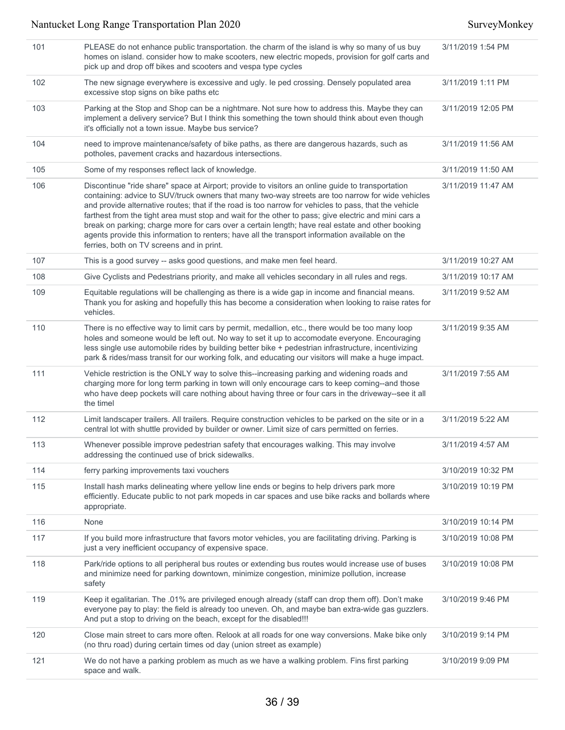| | | |
|---|---|---|
| 101 | PLEASE do not enhance public transportation. the charm of the island is why so many of us buy homes on island. consider how to make scooters, new electric mopeds, provision for golf carts and pick up and drop off bikes and scooters and vespa type cycles | 3/11/2019 1:54 PM |
| 102 | The new signage everywhere is excessive and ugly. Ie ped crossing. Densely populated area excessive stop signs on bike paths etc | 3/11/2019 1:11 PM |
| 103 | Parking at the Stop and Shop can be a nightmare. Not sure how to address this. Maybe they can implement a delivery service? But I think this something the town should think about even though it's officially not a town issue. Maybe bus service? | 3/11/2019 12:05 PM |
| 104 | need to improve maintenance/safety of bike paths, as there are dangerous hazards, such as potholes, pavement cracks and hazardous intersections. | 3/11/2019 11:56 AM |
| 105 | Some of my responses reflect lack of knowledge. | 3/11/2019 11:50 AM |
| 106 | Discontinue "ride share" space at Airport; provide to visitors an online guide to transportation containing: advice to SUV/truck owners that many two-way streets are too narrow for wide vehicles and provide alternative routes; that if the road is too narrow for vehicles to pass, that the vehicle farthest from the tight area must stop and wait for the other to pass; give electric and mini cars a break on parking; charge more for cars over a certain length; have real estate and other booking agents provide this information to renters; have all the transport information available on the ferries, both on TV screens and in print. | 3/11/2019 11:47 AM |
| 107 | This is a good survey -- asks good questions, and make men feel heard. | 3/11/2019 10:27 AM |
| 108 | Give Cyclists and Pedestrians priority, and make all vehicles secondary in all rules and regs. | 3/11/2019 10:17 AM |
| 109 | Equitable regulations will be challenging as there is a wide gap in income and financial means. Thank you for asking and hopefully this has become a consideration when looking to raise rates for vehicles. | 3/11/2019 9:52 AM |
| 110 | There is no effective way to limit cars by permit, medallion, etc., there would be too many loop holes and someone would be left out. No way to set it up to accomodate everyone. Encouraging less single use automobile rides by building better bike + pedestrian infrastructure, incentivizing park & rides/mass transit for our working folk, and educating our visitors will make a huge impact. | 3/11/2019 9:35 AM |
| 111 | Vehicle restriction is the ONLY way to solve this--increasing parking and widening roads and charging more for long term parking in town will only encourage cars to keep coming--and those who have deep pockets will care nothing about having three or four cars in the driveway--see it all the timel | 3/11/2019 7:55 AM |
| 112 | Limit landscaper trailers. All trailers. Require construction vehicles to be parked on the site or in a central lot with shuttle provided by builder or owner. Limit size of cars permitted on ferries. | 3/11/2019 5:22 AM |
| 113 | Whenever possible improve pedestrian safety that encourages walking. This may involve addressing the continued use of brick sidewalks. | 3/11/2019 4:57 AM |
| 114 | ferry parking improvements taxi vouchers | 3/10/2019 10:32 PM |
| 115 | Install hash marks delineating where yellow line ends or begins to help drivers park more efficiently. Educate public to not park mopeds in car spaces and use bike racks and bollards where appropriate. | 3/10/2019 10:19 PM |
| 116 | None | 3/10/2019 10:14 PM |
| 117 | If you build more infrastructure that favors motor vehicles, you are facilitating driving. Parking is just a very inefficient occupancy of expensive space. | 3/10/2019 10:08 PM |
| 118 | Park/ride options to all peripheral bus routes or extending bus routes would increase use of buses and minimize need for parking downtown, minimize congestion, minimize pollution, increase safety | 3/10/2019 10:08 PM |
| 119 | Keep it egalitarian. The .01% are privileged enough already (staff can drop them off). Don't make everyone pay to play: the field is already too uneven. Oh, and maybe ban extra-wide gas guzzlers. And put a stop to driving on the beach, except for the disabled!!! | 3/10/2019 9:46 PM |
| 120 | Close main street to cars more often. Relook at all roads for one way conversions. Make bike only (no thru road) during certain times od day (union street as example) | 3/10/2019 9:14 PM |
| 121 | We do not have a parking problem as much as we have a walking problem. Fins first parking space and walk. | 3/10/2019 9:09 PM |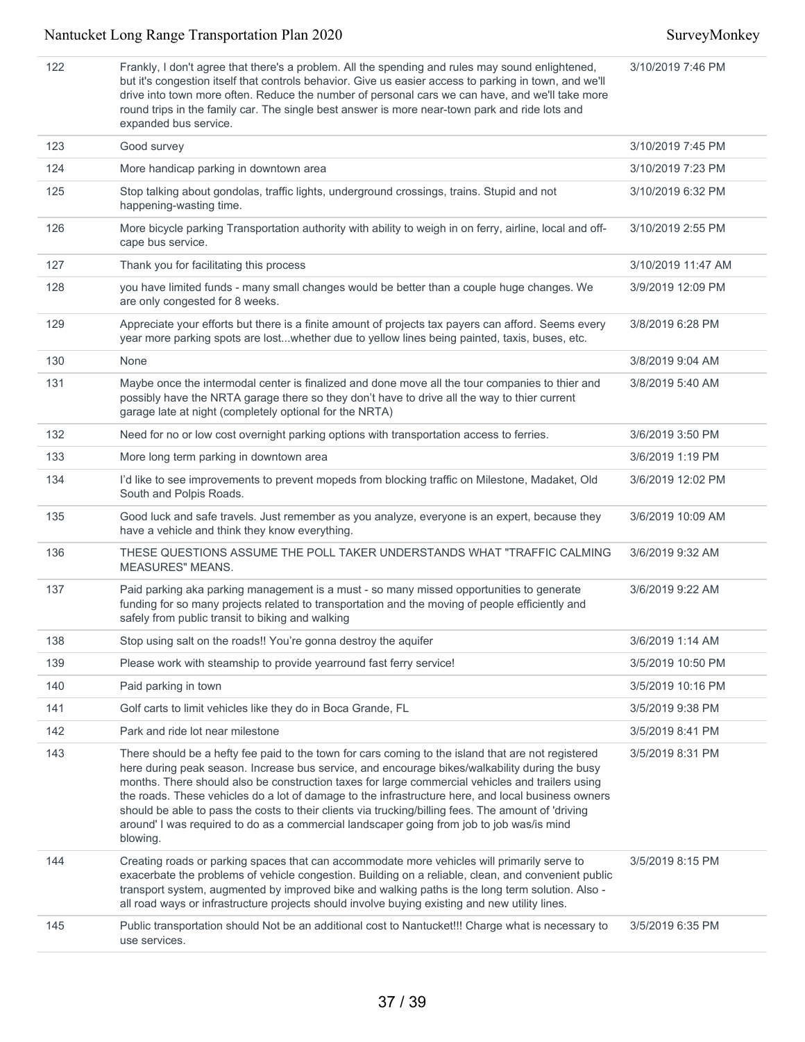| | | |
|---|---|---|
| 122 | Frankly, I don't agree that there's a problem. All the spending and rules may sound enlightened, but it's congestion itself that controls behavior. Give us easier access to parking in town, and we'll drive into town more often. Reduce the number of personal cars we can have, and we'll take more round trips in the family car. The single best answer is more near-town park and ride lots and expanded bus service. | 3/10/2019 7:46 PM |
| 123 | Good survey | 3/10/2019 7:45 PM |
| 124 | More handicap parking in downtown area | 3/10/2019 7:23 PM |
| 125 | Stop talking about gondolas, traffic lights, underground crossings, trains. Stupid and not happening-wasting time. | 3/10/2019 6:32 PM |
| 126 | More bicycle parking Transportation authority with ability to weigh in on ferry, airline, local and off-cape bus service. | 3/10/2019 2:55 PM |
| 127 | Thank you for facilitating this process | 3/10/2019 11:47 AM |
| 128 | you have limited funds - many small changes would be better than a couple huge changes. We are only congested for 8 weeks. | 3/9/2019 12:09 PM |
| 129 | Appreciate your efforts but there is a finite amount of projects tax payers can afford. Seems every year more parking spots are lost...whether due to yellow lines being painted, taxis, buses, etc. | 3/8/2019 6:28 PM |
| 130 | None | 3/8/2019 9:04 AM |
| 131 | Maybe once the intermodal center is finalized and done move all the tour companies to thier and possibly have the NRTA garage there so they don't have to drive all the way to thier current garage late at night (completely optional for the NRTA) | 3/8/2019 5:40 AM |
| 132 | Need for no or low cost overnight parking options with transportation access to ferries. | 3/6/2019 3:50 PM |
| 133 | More long term parking in downtown area | 3/6/2019 1:19 PM |
| 134 | I'd like to see improvements to prevent mopeds from blocking traffic on Milestone, Madaket, Old South and Polpis Roads. | 3/6/2019 12:02 PM |
| 135 | Good luck and safe travels. Just remember as you analyze, everyone is an expert, because they have a vehicle and think they know everything. | 3/6/2019 10:09 AM |
| 136 | THESE QUESTIONS ASSUME THE POLL TAKER UNDERSTANDS WHAT "TRAFFIC CALMING MEASURES" MEANS. | 3/6/2019 9:32 AM |
| 137 | Paid parking aka parking management is a must - so many missed opportunities to generate funding for so many projects related to transportation and the moving of people efficiently and safely from public transit to biking and walking | 3/6/2019 9:22 AM |
| 138 | Stop using salt on the roads!! You're gonna destroy the aquifer | 3/6/2019 1:14 AM |
| 139 | Please work with steamship to provide yearround fast ferry service! | 3/5/2019 10:50 PM |
| 140 | Paid parking in town | 3/5/2019 10:16 PM |
| 141 | Golf carts to limit vehicles like they do in Boca Grande, FL | 3/5/2019 9:38 PM |
| 142 | Park and ride lot near milestone | 3/5/2019 8:41 PM |
| 143 | There should be a hefty fee paid to the town for cars coming to the island that are not registered here during peak season. Increase bus service, and encourage bikes/walkability during the busy months. There should also be construction taxes for large commercial vehicles and trailers using the roads. These vehicles do a lot of damage to the infrastructure here, and local business owners should be able to pass the costs to their clients via trucking/billing fees. The amount of 'driving around' I was required to do as a commercial landscaper going from job to job was/is mind blowing. | 3/5/2019 8:31 PM |
| 144 | Creating roads or parking spaces that can accommodate more vehicles will primarily serve to exacerbate the problems of vehicle congestion. Building on a reliable, clean, and convenient public transport system, augmented by improved bike and walking paths is the long term solution. Also - all road ways or infrastructure projects should involve buying existing and new utility lines. | 3/5/2019 8:15 PM |
| 145 | Public transportation should Not be an additional cost to Nantucket!!! Charge what is necessary to use services. | 3/5/2019 6:35 PM |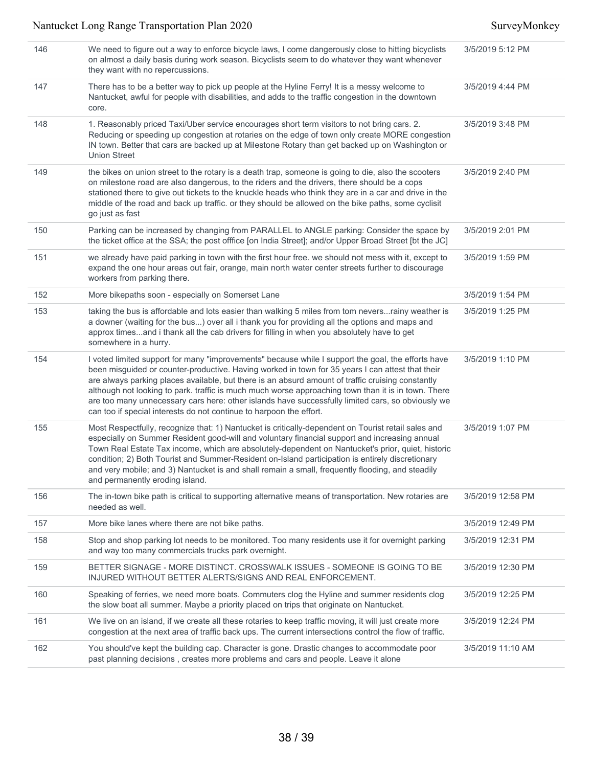| | | |
|---|---|---|
| 146 | We need to figure out a way to enforce bicycle laws, I come dangerously close to hitting bicyclists on almost a daily basis during work season. Bicyclists seem to do whatever they want whenever they want with no repercussions. | 3/5/2019 5:12 PM |
| 147 | There has to be a better way to pick up people at the Hyline Ferry! It is a messy welcome to Nantucket, awful for people with disabilities, and adds to the traffic congestion in the downtown core. | 3/5/2019 4:44 PM |
| 148 | 1. Reasonably priced Taxi/Uber service encourages short term visitors to not bring cars. 2. Reducing or speeding up congestion at rotaries on the edge of town only create MORE congestion IN town. Better that cars are backed up at Milestone Rotary than get backed up on Washington or Union Street | 3/5/2019 3:48 PM |
| 149 | the bikes on union street to the rotary is a death trap, someone is going to die, also the scooters on milestone road are also dangerous, to the riders and the drivers, there should be a cops stationed there to give out tickets to the knuckle heads who think they are in a car and drive in the middle of the road and back up traffic. or they should be allowed on the bike paths, some cyclisit go just as fast | 3/5/2019 2:40 PM |
| 150 | Parking can be increased by changing from PARALLEL to ANGLE parking: Consider the space by the ticket office at the SSA; the post offfice [on India Street]; and/or Upper Broad Street [bt the JC] | 3/5/2019 2:01 PM |
| 151 | we already have paid parking in town with the first hour free. we should not mess with it, except to expand the one hour areas out fair, orange, main north water center streets further to discourage workers from parking there. | 3/5/2019 1:59 PM |
| 152 | More bikepaths soon - especially on Somerset Lane | 3/5/2019 1:54 PM |
| 153 | taking the bus is affordable and lots easier than walking 5 miles from tom nevers...rainy weather is a downer (waiting for the bus...) over all i thank you for providing all the options and maps and approx times...and i thank all the cab drivers for filling in when you absolutely have to get somewhere in a hurry. | 3/5/2019 1:25 PM |
| 154 | I voted limited support for many "improvements" because while I support the goal, the efforts have been misguided or counter-productive. Having worked in town for 35 years I can attest that their are always parking places available, but there is an absurd amount of traffic cruising constantly although not looking to park. traffic is much much worse approaching town than it is in town. There are too many unnecessary cars here: other islands have successfully limited cars, so obviously we can too if special interests do not continue to harpoon the effort. | 3/5/2019 1:10 PM |
| 155 | Most Respectfully, recognize that: 1) Nantucket is critically-dependent on Tourist retail sales and especially on Summer Resident good-will and voluntary financial support and increasing annual Town Real Estate Tax income, which are absolutely-dependent on Nantucket's prior, quiet, historic condition; 2) Both Tourist and Summer-Resident on-Island participation is entirely discretionary and very mobile; and 3) Nantucket is and shall remain a small, frequently flooding, and steadily and permanently eroding island. | 3/5/2019 1:07 PM |
| 156 | The in-town bike path is critical to supporting alternative means of transportation. New rotaries are needed as well. | 3/5/2019 12:58 PM |
| 157 | More bike lanes where there are not bike paths. | 3/5/2019 12:49 PM |
| 158 | Stop and shop parking lot needs to be monitored. Too many residents use it for overnight parking and way too many commercials trucks park overnight. | 3/5/2019 12:31 PM |
| 159 | BETTER SIGNAGE - MORE DISTINCT. CROSSWALK ISSUES - SOMEONE IS GOING TO BE INJURED WITHOUT BETTER ALERTS/SIGNS AND REAL ENFORCEMENT. | 3/5/2019 12:30 PM |
| 160 | Speaking of ferries, we need more boats. Commuters clog the Hyline and summer residents clog the slow boat all summer. Maybe a priority placed on trips that originate on Nantucket. | 3/5/2019 12:25 PM |
| 161 | We live on an island, if we create all these rotaries to keep traffic moving, it will just create more congestion at the next area of traffic back ups. The current intersections control the flow of traffic. | 3/5/2019 12:24 PM |
| 162 | You should've kept the building cap. Character is gone. Drastic changes to accommodate poor past planning decisions , creates more problems and cars and people. Leave it alone | 3/5/2019 11:10 AM |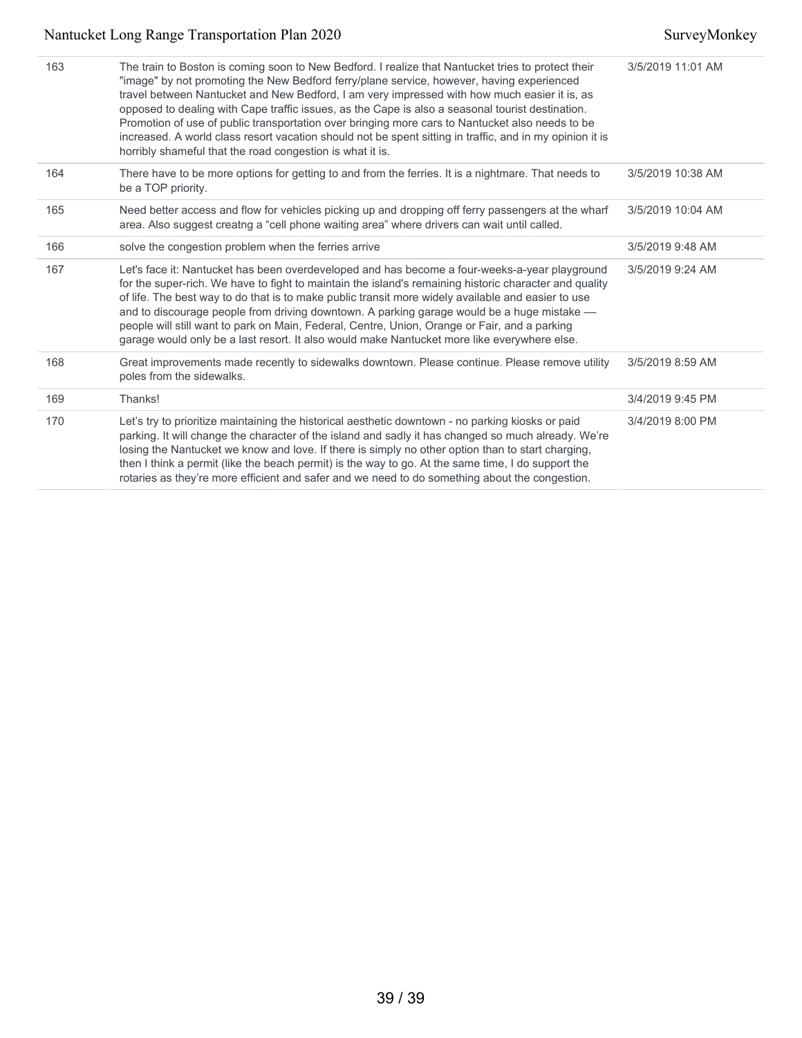| | | |
|---|---|---|
| 163 | The train to Boston is coming soon to New Bedford. I realize that Nantucket tries to protect their "image" by not promoting the New Bedford ferry/plane service, however, having experienced travel between Nantucket and New Bedford, I am very impressed with how much easier it is, as opposed to dealing with Cape traffic issues, as the Cape is also a seasonal tourist destination. Promotion of use of public transportation over bringing more cars to Nantucket also needs to be increased. A world class resort vacation should not be spent sitting in traffic, and in my opinion it is horribly shameful that the road congestion is what it is. | 3/5/2019 11:01 AM |
| 164 | There have to be more options for getting to and from the ferries. It is a nightmare. That needs to be a TOP priority. | 3/5/2019 10:38 AM |
| 165 | Need better access and flow for vehicles picking up and dropping off ferry passengers at the wharf area. Also suggest creatng a "cell phone waiting area" where drivers can wait until called. | 3/5/2019 10:04 AM |
| 166 | solve the congestion problem when the ferries arrive | 3/5/2019 9:48 AM |
| 167 | Let's face it: Nantucket has been overdeveloped and has become a four-weeks-a-year playground for the super-rich. We have to fight to maintain the island's remaining historic character and quality of life. The best way to do that is to make public transit more widely available and easier to use and to discourage people from driving downtown. A parking garage would be a huge mistake — people will still want to park on Main, Federal, Centre, Union, Orange or Fair, and a parking garage would only be a last resort. It also would make Nantucket more like everywhere else. | 3/5/2019 9:24 AM |
| 168 | Great improvements made recently to sidewalks downtown. Please continue. Please remove utility poles from the sidewalks. | 3/5/2019 8:59 AM |
| 169 | Thanks! | 3/4/2019 9:45 PM |
| 170 | Let's try to prioritize maintaining the historical aesthetic downtown - no parking kiosks or paid parking. It will change the character of the island and sadly it has changed so much already. We're losing the Nantucket we know and love. If there is simply no other option than to start charging, then I think a permit (like the beach permit) is the way to go. At the same time, I do support the rotaries as they're more efficient and safer and we need to do something about the congestion. | 3/4/2019 8:00 PM |